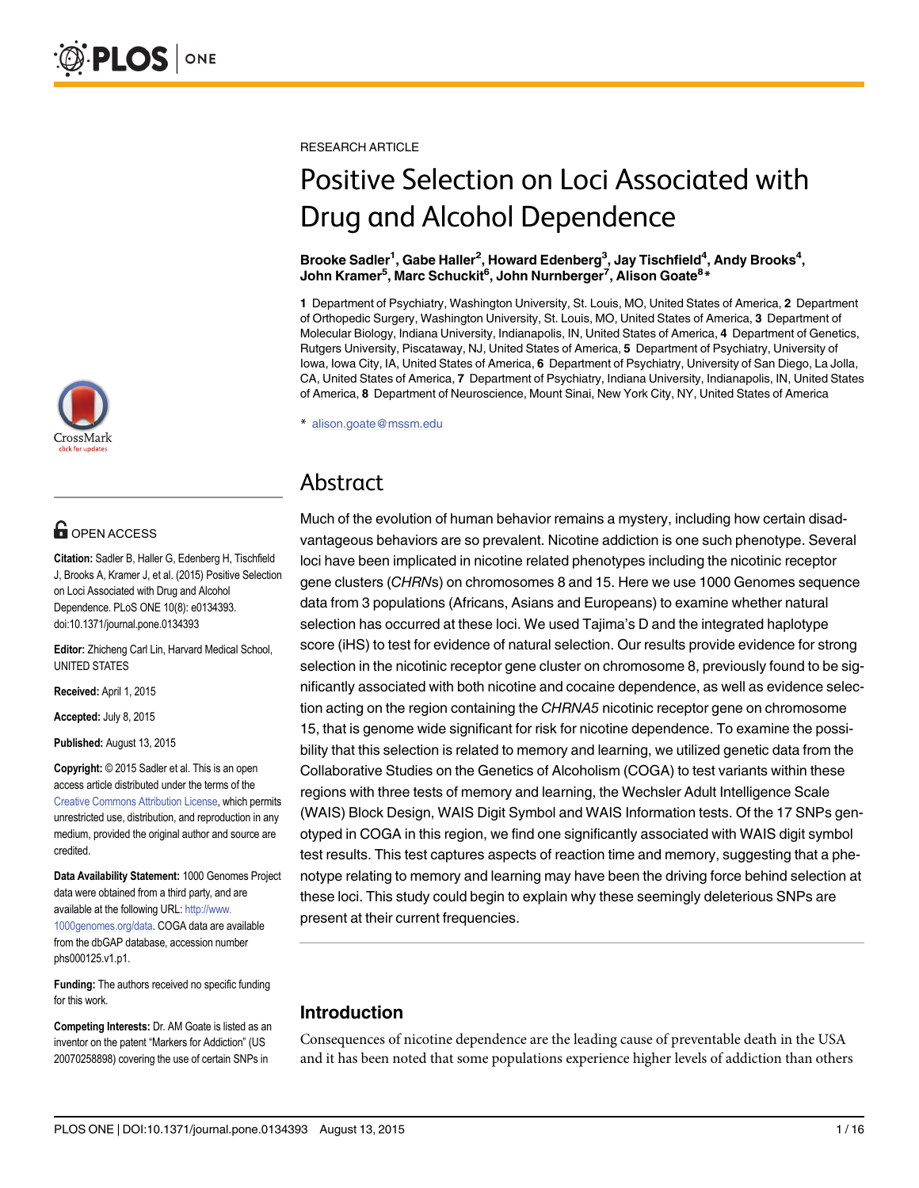RESEARCH ARTICLE

# Positive Selection on Loci Associated with Drug and Alcohol Dependence

**Brooke Sadler[1], Gabe Haller[2], Howard Edenberg[3], Jay Tischfield[4], Andy Brooks[4], John Kramer[5], Marc Schuckit[6], John Nurnberger[7], Alison Goate[8]***

**1** Department of Psychiatry, Washington University, St. Louis, MO, United States of America, **2** Department of Orthopedic Surgery, Washington University, St. Louis, MO, United States of America, **3** Department of Molecular Biology, Indiana University, Indianapolis, IN, United States of America, **4** Department of Genetics, Rutgers University, Piscataway, NJ, United States of America, **5** Department of Psychiatry, University of Iowa, Iowa City, IA, United States of America, **6** Department of Psychiatry, University of San Diego, La Jolla, CA, United States of America, **7** Department of Psychiatry, Indiana University, Indianapolis, IN, United States of America, **8** Department of Neuroscience, Mount Sinai, New York City, NY, United States of America

* alison.goate@mssm.edu

OPEN ACCESS

**Citation:** Sadler B, Haller G, Edenberg H, Tischfield J, Brooks A, Kramer J, et al. (2015) Positive Selection on Loci Associated with Drug and Alcohol Dependence. PLoS ONE 10(8): e0134393. doi:10.1371/journal.pone.0134393

**Editor:** Zhicheng Carl Lin, Harvard Medical School, UNITED STATES

**Received:** April 1, 2015

**Accepted:** July 8, 2015

**Published:** August 13, 2015

**Copyright:** © 2015 Sadler et al. This is an open access article distributed under the terms of the Creative Commons Attribution License, which permits unrestricted use, distribution, and reproduction in any medium, provided the original author and source are credited.

**Data Availability Statement:** 1000 Genomes Project data were obtained from a third party, and are available at the following URL: http://www.1000genomes.org/data. COGA data are available from the dbGAP database, accession number phs000125.v1.p1.

**Funding:** The authors received no specific funding for this work.

**Competing Interests:** Dr. AM Goate is listed as an inventor on the patent "Markers for Addiction" (US 20070258898) covering the use of certain SNPs in

## Abstract

Much of the evolution of human behavior remains a mystery, including how certain disadvantageous behaviors are so prevalent. Nicotine addiction is one such phenotype. Several loci have been implicated in nicotine related phenotypes including the nicotinic receptor gene clusters (*CHRN*s) on chromosomes 8 and 15. Here we use 1000 Genomes sequence data from 3 populations (Africans, Asians and Europeans) to examine whether natural selection has occurred at these loci. We used Tajima's D and the integrated haplotype score (iHS) to test for evidence of natural selection. Our results provide evidence for strong selection in the nicotinic receptor gene cluster on chromosome 8, previously found to be significantly associated with both nicotine and cocaine dependence, as well as evidence selection acting on the region containing the *CHRNA5* nicotinic receptor gene on chromosome 15, that is genome wide significant for risk for nicotine dependence. To examine the possibility that this selection is related to memory and learning, we utilized genetic data from the Collaborative Studies on the Genetics of Alcoholism (COGA) to test variants within these regions with three tests of memory and learning, the Wechsler Adult Intelligence Scale (WAIS) Block Design, WAIS Digit Symbol and WAIS Information tests. Of the 17 SNPs genotyped in COGA in this region, we find one significantly associated with WAIS digit symbol test results. This test captures aspects of reaction time and memory, suggesting that a phenotype relating to memory and learning may have been the driving force behind selection at these loci. This study could begin to explain why these seemingly deleterious SNPs are present at their current frequencies.

## Introduction

Consequences of nicotine dependence are the leading cause of preventable death in the USA and it has been noted that some populations experience higher levels of addiction than others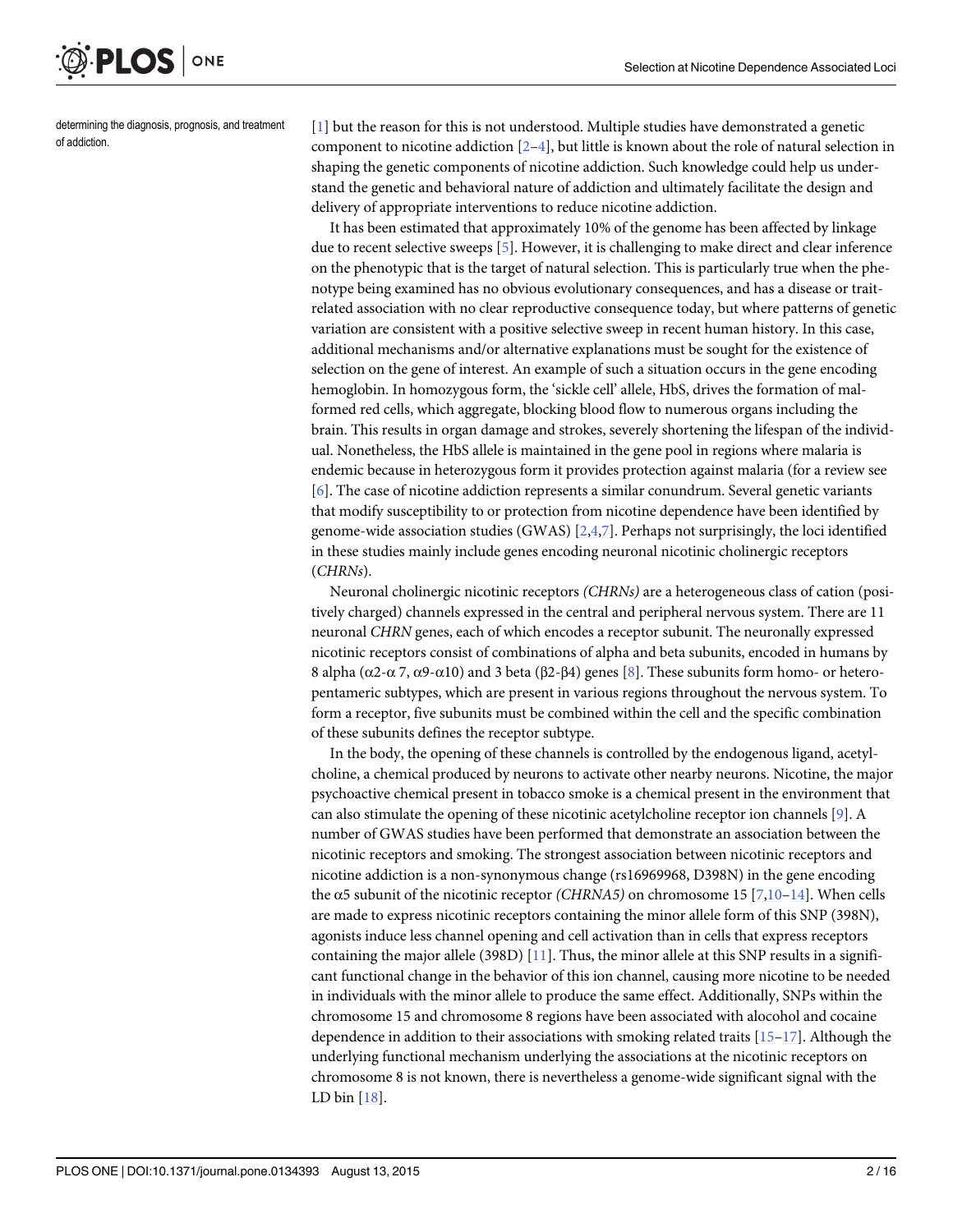determining the diagnosis, prognosis, and treatment of addiction.

[1] but the reason for this is not understood. Multiple studies have demonstrated a genetic component to nicotine addiction [2–4], but little is known about the role of natural selection in shaping the genetic components of nicotine addiction. Such knowledge could help us understand the genetic and behavioral nature of addiction and ultimately facilitate the design and delivery of appropriate interventions to reduce nicotine addiction.

It has been estimated that approximately 10% of the genome has been affected by linkage due to recent selective sweeps [5]. However, it is challenging to make direct and clear inference on the phenotypic that is the target of natural selection. This is particularly true when the phenotype being examined has no obvious evolutionary consequences, and has a disease or trait-related association with no clear reproductive consequence today, but where patterns of genetic variation are consistent with a positive selective sweep in recent human history. In this case, additional mechanisms and/or alternative explanations must be sought for the existence of selection on the gene of interest. An example of such a situation occurs in the gene encoding hemoglobin. In homozygous form, the 'sickle cell' allele, HbS, drives the formation of malformed red cells, which aggregate, blocking blood flow to numerous organs including the brain. This results in organ damage and strokes, severely shortening the lifespan of the individual. Nonetheless, the HbS allele is maintained in the gene pool in regions where malaria is endemic because in heterozygous form it provides protection against malaria (for a review see [6]. The case of nicotine addiction represents a similar conundrum. Several genetic variants that modify susceptibility to or protection from nicotine dependence have been identified by genome-wide association studies (GWAS) [2,4,7]. Perhaps not surprisingly, the loci identified in these studies mainly include genes encoding neuronal nicotinic cholinergic receptors (*CHRNs*).

Neuronal cholinergic nicotinic receptors *(CHRNs)* are a heterogeneous class of cation (positively charged) channels expressed in the central and peripheral nervous system. There are 11 neuronal *CHRN* genes, each of which encodes a receptor subunit. The neuronally expressed nicotinic receptors consist of combinations of alpha and beta subunits, encoded in humans by 8 alpha ($\alpha$2-$\alpha$ 7, $\alpha$9-$\alpha$10) and 3 beta ($\beta$2-$\beta$4) genes [8]. These subunits form homo- or heteropentameric subtypes, which are present in various regions throughout the nervous system. To form a receptor, five subunits must be combined within the cell and the specific combination of these subunits defines the receptor subtype.

In the body, the opening of these channels is controlled by the endogenous ligand, acetylcholine, a chemical produced by neurons to activate other nearby neurons. Nicotine, the major psychoactive chemical present in tobacco smoke is a chemical present in the environment that can also stimulate the opening of these nicotinic acetylcholine receptor ion channels [9]. A number of GWAS studies have been performed that demonstrate an association between the nicotinic receptors and smoking. The strongest association between nicotinic receptors and nicotine addiction is a non-synonymous change (rs16969968, D398N) in the gene encoding the $\alpha$5 subunit of the nicotinic receptor *(CHRNA5)* on chromosome 15 [7,10–14]. When cells are made to express nicotinic receptors containing the minor allele form of this SNP (398N), agonists induce less channel opening and cell activation than in cells that express receptors containing the major allele (398D) [11]. Thus, the minor allele at this SNP results in a significant functional change in the behavior of this ion channel, causing more nicotine to be needed in individuals with the minor allele to produce the same effect. Additionally, SNPs within the chromosome 15 and chromosome 8 regions have been associated with alcohol and cocaine dependence in addition to their associations with smoking related traits [15–17]. Although the underlying functional mechanism underlying the associations at the nicotinic receptors on chromosome 8 is not known, there is nevertheless a genome-wide significant signal with the LD bin [18].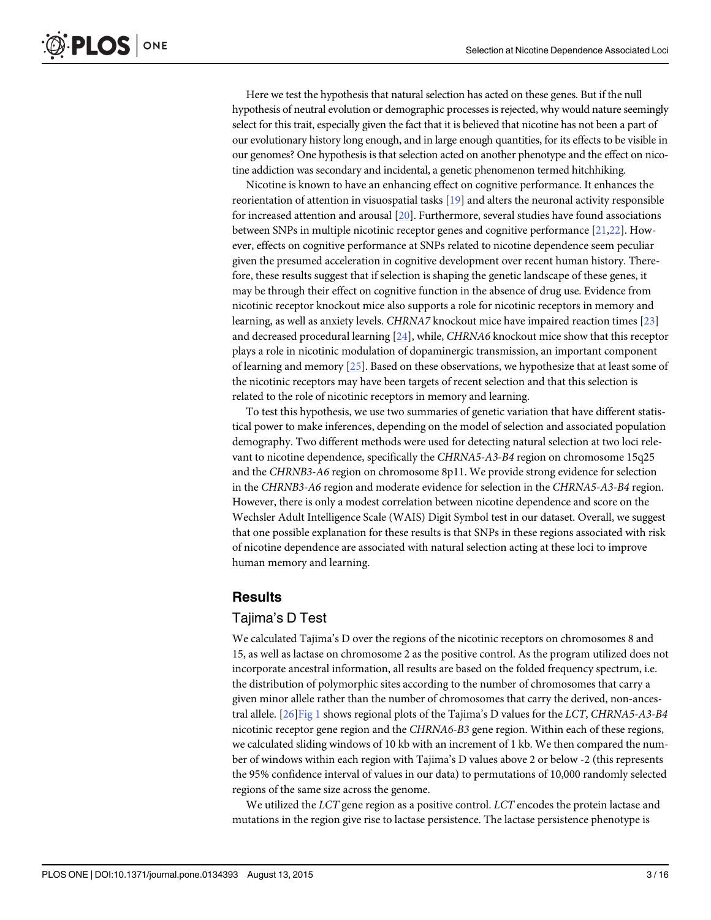Here we test the hypothesis that natural selection has acted on these genes. But if the null hypothesis of neutral evolution or demographic processes is rejected, why would nature seemingly select for this trait, especially given the fact that it is believed that nicotine has not been a part of our evolutionary history long enough, and in large enough quantities, for its effects to be visible in our genomes? One hypothesis is that selection acted on another phenotype and the effect on nicotine addiction was secondary and incidental, a genetic phenomenon termed hitchhiking.

Nicotine is known to have an enhancing effect on cognitive performance. It enhances the reorientation of attention in visuospatial tasks [19] and alters the neuronal activity responsible for increased attention and arousal [20]. Furthermore, several studies have found associations between SNPs in multiple nicotinic receptor genes and cognitive performance [21,22]. However, effects on cognitive performance at SNPs related to nicotine dependence seem peculiar given the presumed acceleration in cognitive development over recent human history. Therefore, these results suggest that if selection is shaping the genetic landscape of these genes, it may be through their effect on cognitive function in the absence of drug use. Evidence from nicotinic receptor knockout mice also supports a role for nicotinic receptors in memory and learning, as well as anxiety levels. *CHRNA7* knockout mice have impaired reaction times [23] and decreased procedural learning [24], while, *CHRNA6* knockout mice show that this receptor plays a role in nicotinic modulation of dopaminergic transmission, an important component of learning and memory [25]. Based on these observations, we hypothesize that at least some of the nicotinic receptors may have been targets of recent selection and that this selection is related to the role of nicotinic receptors in memory and learning.

To test this hypothesis, we use two summaries of genetic variation that have different statistical power to make inferences, depending on the model of selection and associated population demography. Two different methods were used for detecting natural selection at two loci relevant to nicotine dependence, specifically the *CHRNA5-A3-B4* region on chromosome 15q25 and the *CHRNB3-A6* region on chromosome 8p11. We provide strong evidence for selection in the *CHRNB3-A6* region and moderate evidence for selection in the *CHRNA5-A3-B4* region. However, there is only a modest correlation between nicotine dependence and score on the Wechsler Adult Intelligence Scale (WAIS) Digit Symbol test in our dataset. Overall, we suggest that one possible explanation for these results is that SNPs in these regions associated with risk of nicotine dependence are associated with natural selection acting at these loci to improve human memory and learning.

## Results

### Tajima's D Test

We calculated Tajima's D over the regions of the nicotinic receptors on chromosomes 8 and 15, as well as lactase on chromosome 2 as the positive control. As the program utilized does not incorporate ancestral information, all results are based on the folded frequency spectrum, i.e. the distribution of polymorphic sites according to the number of chromosomes that carry a given minor allele rather than the number of chromosomes that carry the derived, non-ancestral allele. [26]Fig 1 shows regional plots of the Tajima's D values for the *LCT*, *CHRNA5-A3-B4* nicotinic receptor gene region and the *CHRNA6-B3* gene region. Within each of these regions, we calculated sliding windows of 10 kb with an increment of 1 kb. We then compared the number of windows within each region with Tajima's D values above 2 or below -2 (this represents the 95% confidence interval of values in our data) to permutations of 10,000 randomly selected regions of the same size across the genome.

We utilized the *LCT* gene region as a positive control. *LCT* encodes the protein lactase and mutations in the region give rise to lactase persistence. The lactase persistence phenotype is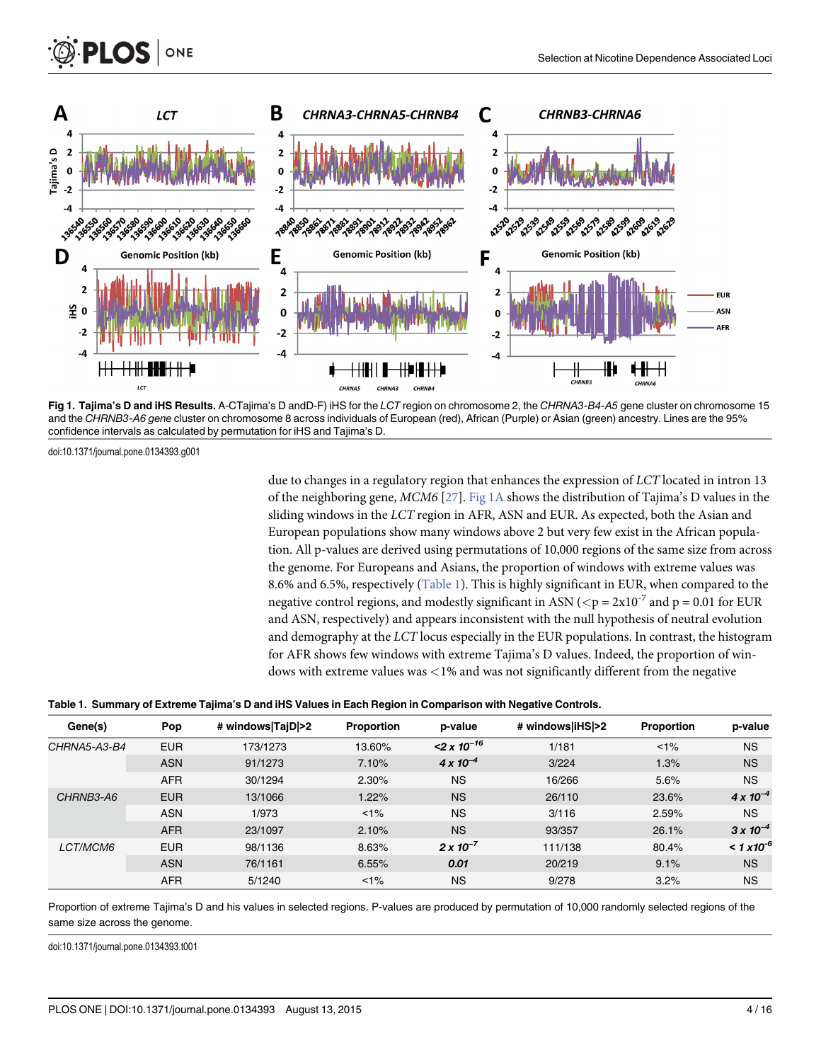Fig 1. Tajima's D and iHS Results. A-CTajima's D andD-F) iHS for the *LCT* region on chromosome 2, the *CHRNA3-B4-A5* gene cluster on chromosome 15 and the *CHRNB3-A6 gene* cluster on chromosome 8 across individuals of European (red), African (Purple) or Asian (green) ancestry. Lines are the 95% confidence intervals as calculated by permutation for iHS and Tajima's D.

doi:10.1371/journal.pone.0134393.g001

due to changes in a regulatory region that enhances the expression of *LCT* located in intron 13 of the neighboring gene, *MCM6* [27]. Fig 1A shows the distribution of Tajima's D values in the sliding windows in the *LCT* region in AFR, ASN and EUR. As expected, both the Asian and European populations show many windows above 2 but very few exist in the African population. All p-values are derived using permutations of 10,000 regions of the same size from across the genome. For Europeans and Asians, the proportion of windows with extreme values was 8.6% and 6.5%, respectively (Table 1). This is highly significant in EUR, when compared to the negative control regions, and modestly significant in ASN ($<p = 2x10^{-7}$ and p = 0.01 for EUR and ASN, respectively) and appears inconsistent with the null hypothesis of neutral evolution and demography at the *LCT* locus especially in the EUR populations. In contrast, the histogram for AFR shows few windows with extreme Tajima's D values. Indeed, the proportion of windows with extreme values was <1% and was not significantly different from the negative

**Table 1. Summary of Extreme Tajima's D and iHS Values in Each Region in Comparison with Negative Controls.**

| Gene(s) | Pop | # windows\|TajD\|>2 | Proportion | p-value | # windows\|iHS\|>2 | Proportion | p-value |
|---|---|---|---|---|---|---|---|
| *CHRNA5-A3-B4* | EUR | 173/1273 | 13.60% | ***<2 x 10$^{-16}$*** | 1/181 | <1% | NS |
| | ASN | 91/1273 | 7.10% | ***4 x 10$^{-4}$*** | 3/224 | 1.3% | NS |
| | AFR | 30/1294 | 2.30% | NS | 16/266 | 5.6% | NS |
| *CHRNB3-A6* | EUR | 13/1066 | 1.22% | NS | 26/110 | 23.6% | ***4 x 10$^{-4}$*** |
| | ASN | 1/973 | <1% | NS | 3/116 | 2.59% | NS |
| | AFR | 23/1097 | 2.10% | NS | 93/357 | 26.1% | ***3 x 10$^{-4}$*** |
| *LCT/MCM6* | EUR | 98/1136 | 8.63% | ***2 x 10$^{-7}$*** | 111/138 | 80.4% | ***< 1 x10$^{-6}$*** |
| | ASN | 76/1161 | 6.55% | ***0.01*** | 20/219 | 9.1% | NS |
| | AFR | 5/1240 | <1% | NS | 9/278 | 3.2% | NS |

Proportion of extreme Tajima's D and his values in selected regions. P-values are produced by permutation of 10,000 randomly selected regions of the same size across the genome.

doi:10.1371/journal.pone.0134393.t001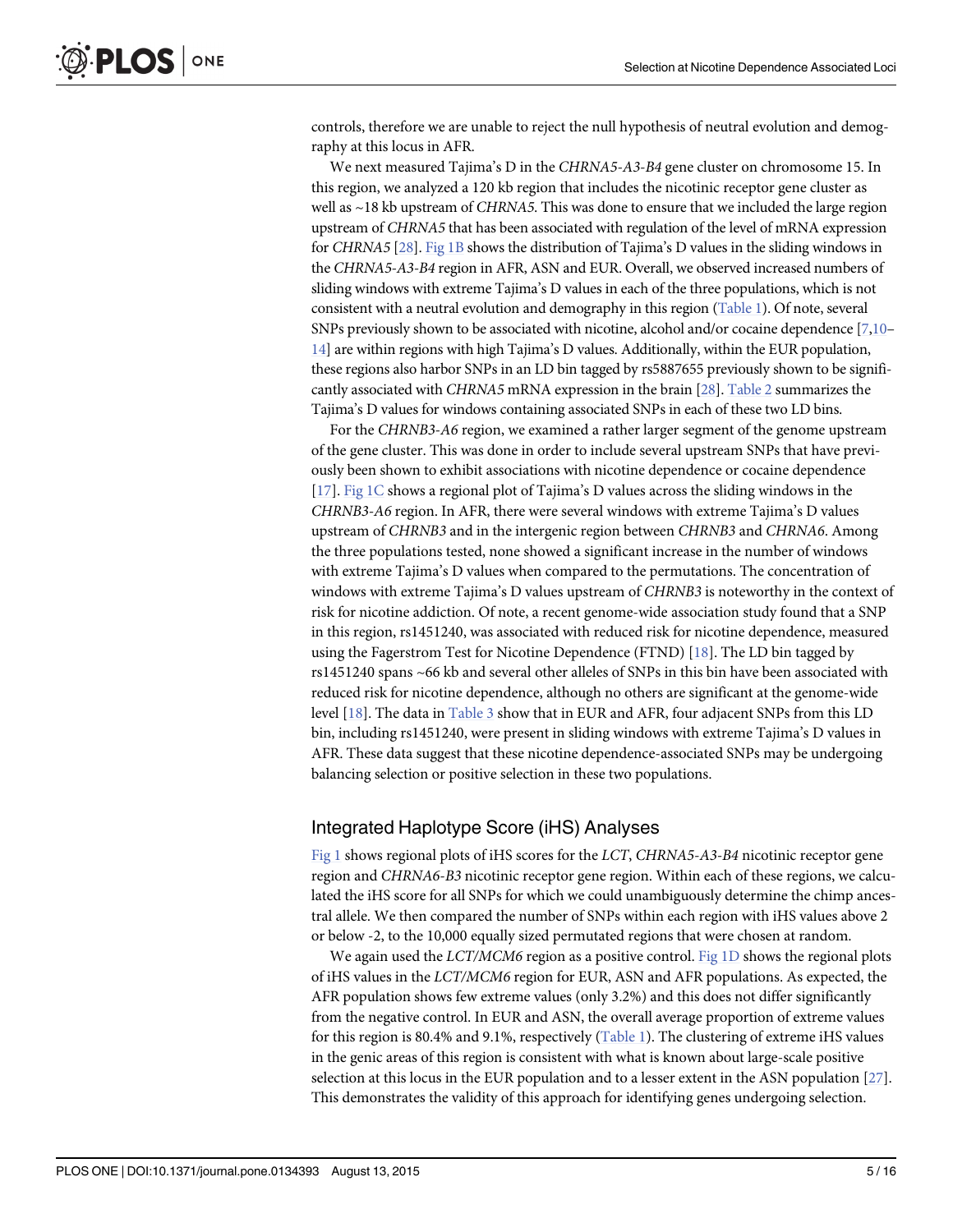controls, therefore we are unable to reject the null hypothesis of neutral evolution and demography at this locus in AFR.

We next measured Tajima's D in the *CHRNA5-A3-B4* gene cluster on chromosome 15. In this region, we analyzed a 120 kb region that includes the nicotinic receptor gene cluster as well as ~18 kb upstream of *CHRNA5*. This was done to ensure that we included the large region upstream of *CHRNA5* that has been associated with regulation of the level of mRNA expression for *CHRNA5* [28]. Fig 1B shows the distribution of Tajima's D values in the sliding windows in the *CHRNA5-A3-B4* region in AFR, ASN and EUR. Overall, we observed increased numbers of sliding windows with extreme Tajima's D values in each of the three populations, which is not consistent with a neutral evolution and demography in this region (Table 1). Of note, several SNPs previously shown to be associated with nicotine, alcohol and/or cocaine dependence [7,10–14] are within regions with high Tajima's D values. Additionally, within the EUR population, these regions also harbor SNPs in an LD bin tagged by rs5887655 previously shown to be significantly associated with *CHRNA5* mRNA expression in the brain [28]. Table 2 summarizes the Tajima's D values for windows containing associated SNPs in each of these two LD bins.

For the *CHRNB3-A6* region, we examined a rather larger segment of the genome upstream of the gene cluster. This was done in order to include several upstream SNPs that have previously been shown to exhibit associations with nicotine dependence or cocaine dependence [17]. Fig 1C shows a regional plot of Tajima's D values across the sliding windows in the *CHRNB3-A6* region. In AFR, there were several windows with extreme Tajima's D values upstream of *CHRNB3* and in the intergenic region between *CHRNB3* and *CHRNA6*. Among the three populations tested, none showed a significant increase in the number of windows with extreme Tajima's D values when compared to the permutations. The concentration of windows with extreme Tajima's D values upstream of *CHRNB3* is noteworthy in the context of risk for nicotine addiction. Of note, a recent genome-wide association study found that a SNP in this region, rs1451240, was associated with reduced risk for nicotine dependence, measured using the Fagerstrom Test for Nicotine Dependence (FTND) [18]. The LD bin tagged by rs1451240 spans ~66 kb and several other alleles of SNPs in this bin have been associated with reduced risk for nicotine dependence, although no others are significant at the genome-wide level [18]. The data in Table 3 show that in EUR and AFR, four adjacent SNPs from this LD bin, including rs1451240, were present in sliding windows with extreme Tajima's D values in AFR. These data suggest that these nicotine dependence-associated SNPs may be undergoing balancing selection or positive selection in these two populations.

## Integrated Haplotype Score (iHS) Analyses

Fig 1 shows regional plots of iHS scores for the *LCT*, *CHRNA5-A3-B4* nicotinic receptor gene region and *CHRNA6-B3* nicotinic receptor gene region. Within each of these regions, we calculated the iHS score for all SNPs for which we could unambiguously determine the chimp ancestral allele. We then compared the number of SNPs within each region with iHS values above 2 or below -2, to the 10,000 equally sized permutated regions that were chosen at random.

We again used the *LCT/MCM6* region as a positive control. Fig 1D shows the regional plots of iHS values in the *LCT/MCM6* region for EUR, ASN and AFR populations. As expected, the AFR population shows few extreme values (only 3.2%) and this does not differ significantly from the negative control. In EUR and ASN, the overall average proportion of extreme values for this region is 80.4% and 9.1%, respectively (Table 1). The clustering of extreme iHS values in the genic areas of this region is consistent with what is known about large-scale positive selection at this locus in the EUR population and to a lesser extent in the ASN population [27]. This demonstrates the validity of this approach for identifying genes undergoing selection.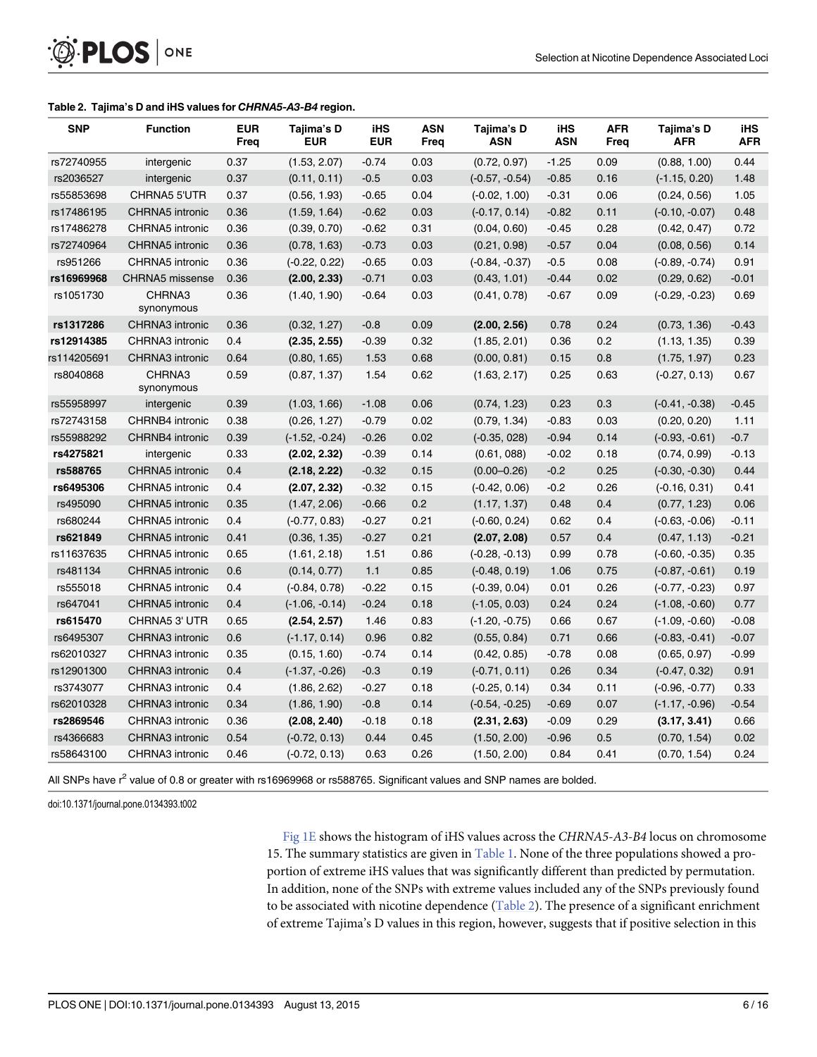**Table 2. Tajima's D and iHS values for *CHRNA5-A3-B4* region.**

| SNP | Function | EUR Freq | Tajima's D EUR | iHS EUR | ASN Freq | Tajima's D ASN | iHS ASN | AFR Freq | Tajima's D AFR | iHS AFR |
|---|---|---|---|---|---|---|---|---|---|---|
| rs72740955 | intergenic | 0.37 | (1.53, 2.07) | -0.74 | 0.03 | (0.72, 0.97) | -1.25 | 0.09 | (0.88, 1.00) | 0.44 |
| rs2036527 | intergenic | 0.37 | (0.11, 0.11) | -0.5 | 0.03 | (-0.57, -0.54) | -0.85 | 0.16 | (-1.15, 0.20) | 1.48 |
| rs55853698 | CHRNA5 5'UTR | 0.37 | (0.56, 1.93) | -0.65 | 0.04 | (-0.02, 1.00) | -0.31 | 0.06 | (0.24, 0.56) | 1.05 |
| rs17486195 | CHRNA5 intronic | 0.36 | (1.59, 1.64) | -0.62 | 0.03 | (-0.17, 0.14) | -0.82 | 0.11 | (-0.10, -0.07) | 0.48 |
| rs17486278 | CHRNA5 intronic | 0.36 | (0.39, 0.70) | -0.62 | 0.31 | (0.04, 0.60) | -0.45 | 0.28 | (0.42, 0.47) | 0.72 |
| rs72740964 | CHRNA5 intronic | 0.36 | (0.78, 1.63) | -0.73 | 0.03 | (0.21, 0.98) | -0.57 | 0.04 | (0.08, 0.56) | 0.14 |
| rs951266 | CHRNA5 intronic | 0.36 | (-0.22, 0.22) | -0.65 | 0.03 | (-0.84, -0.37) | -0.5 | 0.08 | (-0.89, -0.74) | 0.91 |
| **rs16969968** | CHRNA5 missense | 0.36 | **(2.00, 2.33)** | -0.71 | 0.03 | (0.43, 1.01) | -0.44 | 0.02 | (0.29, 0.62) | -0.01 |
| rs1051730 | CHRNA3 synonymous | 0.36 | (1.40, 1.90) | -0.64 | 0.03 | (0.41, 0.78) | -0.67 | 0.09 | (-0.29, -0.23) | 0.69 |
| **rs1317286** | CHRNA3 intronic | 0.36 | (0.32, 1.27) | -0.8 | 0.09 | **(2.00, 2.56)** | 0.78 | 0.24 | (0.73, 1.36) | -0.43 |
| **rs12914385** | CHRNA3 intronic | 0.4 | **(2.35, 2.55)** | -0.39 | 0.32 | (1.85, 2.01) | 0.36 | 0.2 | (1.13, 1.35) | 0.39 |
| rs114205691 | CHRNA3 intronic | 0.64 | (0.80, 1.65) | 1.53 | 0.68 | (0.00, 0.81) | 0.15 | 0.8 | (1.75, 1.97) | 0.23 |
| rs8040868 | CHRNA3 synonymous | 0.59 | (0.87, 1.37) | 1.54 | 0.62 | (1.63, 2.17) | 0.25 | 0.63 | (-0.27, 0.13) | 0.67 |
| rs55958997 | intergenic | 0.39 | (1.03, 1.66) | -1.08 | 0.06 | (0.74, 1.23) | 0.23 | 0.3 | (-0.41, -0.38) | -0.45 |
| rs72743158 | CHRNB4 intronic | 0.38 | (0.26, 1.27) | -0.79 | 0.02 | (0.79, 1.34) | -0.83 | 0.03 | (0.20, 0.20) | 1.11 |
| rs55988292 | CHRNB4 intronic | 0.39 | (-1.52, -0.24) | -0.26 | 0.02 | (-0.35, 028) | -0.94 | 0.14 | (-0.93, -0.61) | -0.7 |
| **rs4275821** | intergenic | 0.33 | **(2.02, 2.32)** | -0.39 | 0.14 | (0.61, 088) | -0.02 | 0.18 | (0.74, 0.99) | -0.13 |
| **rs588765** | CHRNA5 intronic | 0.4 | **(2.18, 2.22)** | -0.32 | 0.15 | (0.00–0.26) | -0.2 | 0.25 | (-0.30, -0.30) | 0.44 |
| **rs6495306** | CHRNA5 intronic | 0.4 | **(2.07, 2.32)** | -0.32 | 0.15 | (-0.42, 0.06) | -0.2 | 0.26 | (-0.16, 0.31) | 0.41 |
| rs495090 | CHRNA5 intronic | 0.35 | (1.47, 2.06) | -0.66 | 0.2 | (1.17, 1.37) | 0.48 | 0.4 | (0.77, 1.23) | 0.06 |
| rs680244 | CHRNA5 intronic | 0.4 | (-0.77, 0.83) | -0.27 | 0.21 | (-0.60, 0.24) | 0.62 | 0.4 | (-0.63, -0.06) | -0.11 |
| **rs621849** | CHRNA5 intronic | 0.41 | (0.36, 1.35) | -0.27 | 0.21 | **(2.07, 2.08)** | 0.57 | 0.4 | (0.47, 1.13) | -0.21 |
| rs11637635 | CHRNA5 intronic | 0.65 | (1.61, 2.18) | 1.51 | 0.86 | (-0.28, -0.13) | 0.99 | 0.78 | (-0.60, -0.35) | 0.35 |
| rs481134 | CHRNA5 intronic | 0.6 | (0.14, 0.77) | 1.1 | 0.85 | (-0.48, 0.19) | 1.06 | 0.75 | (-0.87, -0.61) | 0.19 |
| rs555018 | CHRNA5 intronic | 0.4 | (-0.84, 0.78) | -0.22 | 0.15 | (-0.39, 0.04) | 0.01 | 0.26 | (-0.77, -0.23) | 0.97 |
| rs647041 | CHRNA5 intronic | 0.4 | (-1.06, -0.14) | -0.24 | 0.18 | (-1.05, 0.03) | 0.24 | 0.24 | (-1.08, -0.60) | 0.77 |
| **rs615470** | CHRNA5 3' UTR | 0.65 | **(2.54, 2.57)** | 1.46 | 0.83 | (-1.20, -0.75) | 0.66 | 0.67 | (-1.09, -0.60) | -0.08 |
| rs6495307 | CHRNA3 intronic | 0.6 | (-1.17, 0.14) | 0.96 | 0.82 | (0.55, 0.84) | 0.71 | 0.66 | (-0.83, -0.41) | -0.07 |
| rs62010327 | CHRNA3 intronic | 0.35 | (0.15, 1.60) | -0.74 | 0.14 | (0.42, 0.85) | -0.78 | 0.08 | (0.65, 0.97) | -0.99 |
| rs12901300 | CHRNA3 intronic | 0.4 | (-1.37, -0.26) | -0.3 | 0.19 | (-0.71, 0.11) | 0.26 | 0.34 | (-0.47, 0.32) | 0.91 |
| rs3743077 | CHRNA3 intronic | 0.4 | (1.86, 2.62) | -0.27 | 0.18 | (-0.25, 0.14) | 0.34 | 0.11 | (-0.96, -0.77) | 0.33 |
| rs62010328 | CHRNA3 intronic | 0.34 | (1.86, 1.90) | -0.8 | 0.14 | (-0.54, -0.25) | -0.69 | 0.07 | (-1.17, -0.96) | -0.54 |
| **rs2869546** | CHRNA3 intronic | 0.36 | **(2.08, 2.40)** | -0.18 | 0.18 | **(2.31, 2.63)** | -0.09 | 0.29 | **(3.17, 3.41)** | 0.66 |
| rs4366683 | CHRNA3 intronic | 0.54 | (-0.72, 0.13) | 0.44 | 0.45 | (1.50, 2.00) | -0.96 | 0.5 | (0.70, 1.54) | 0.02 |
| rs58643100 | CHRNA3 intronic | 0.46 | (-0.72, 0.13) | 0.63 | 0.26 | (1.50, 2.00) | 0.84 | 0.41 | (0.70, 1.54) | 0.24 |

All SNPs have $r^2$ value of 0.8 or greater with rs16969968 or rs588765. Significant values and SNP names are bolded.

doi:10.1371/journal.pone.0134393.t002

Fig 1E shows the histogram of iHS values across the *CHRNA5-A3-B4* locus on chromosome 15. The summary statistics are given in Table 1. None of the three populations showed a proportion of extreme iHS values that was significantly different than predicted by permutation. In addition, none of the SNPs with extreme values included any of the SNPs previously found to be associated with nicotine dependence (Table 2). The presence of a significant enrichment of extreme Tajima's D values in this region, however, suggests that if positive selection in this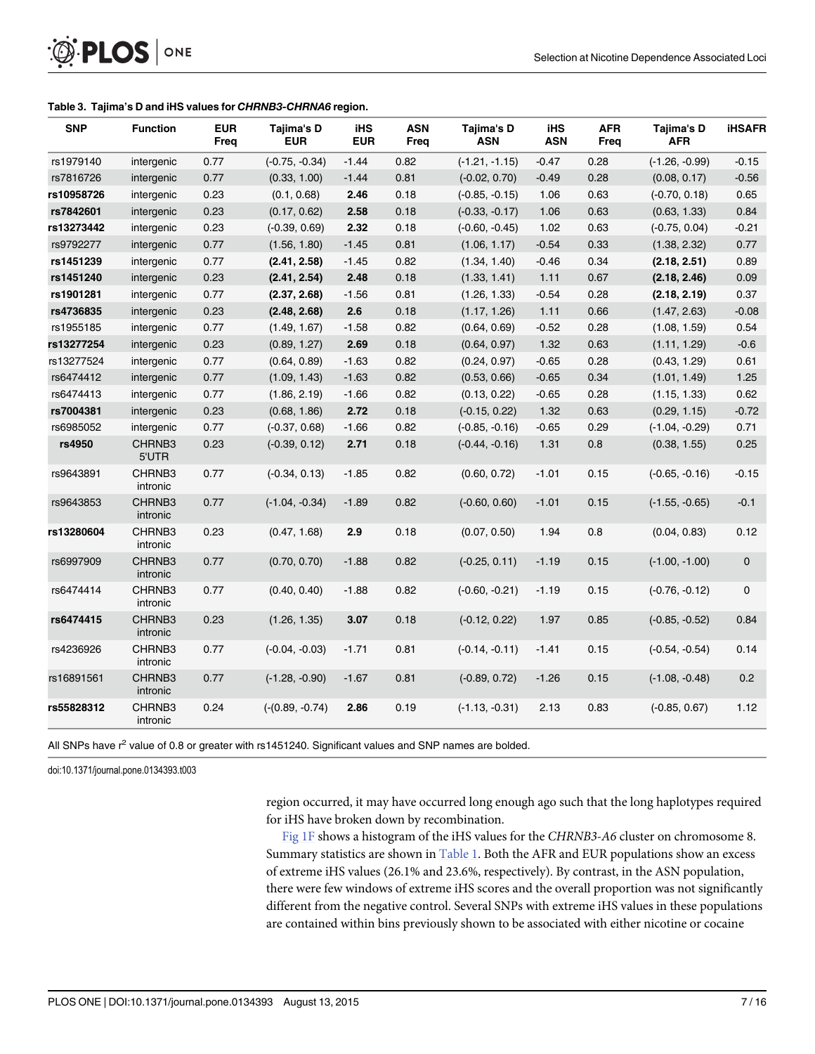**Table 3. Tajima's D and iHS values for *CHRNB3-CHRNA6* region.**

| SNP | Function | EUR Freq | Tajima's D EUR | iHS EUR | ASN Freq | Tajima's D ASN | iHS ASN | AFR Freq | Tajima's D AFR | iHSAFR |
|---|---|---|---|---|---|---|---|---|---|---|
| rs1979140 | intergenic | 0.77 | (-0.75, -0.34) | -1.44 | 0.82 | (-1.21, -1.15) | -0.47 | 0.28 | (-1.26, -0.99) | -0.15 |
| rs7816726 | intergenic | 0.77 | (0.33, 1.00) | -1.44 | 0.81 | (-0.02, 0.70) | -0.49 | 0.28 | (0.08, 0.17) | -0.56 |
| **rs10958726** | intergenic | 0.23 | (0.1, 0.68) | **2.46** | 0.18 | (-0.85, -0.15) | 1.06 | 0.63 | (-0.70, 0.18) | 0.65 |
| **rs7842601** | intergenic | 0.23 | (0.17, 0.62) | **2.58** | 0.18 | (-0.33, -0.17) | 1.06 | 0.63 | (0.63, 1.33) | 0.84 |
| **rs13273442** | intergenic | 0.23 | (-0.39, 0.69) | **2.32** | 0.18 | (-0.60, -0.45) | 1.02 | 0.63 | (-0.75, 0.04) | -0.21 |
| rs9792277 | intergenic | 0.77 | (1.56, 1.80) | -1.45 | 0.81 | (1.06, 1.17) | -0.54 | 0.33 | (1.38, 2.32) | 0.77 |
| **rs1451239** | intergenic | 0.77 | **(2.41, 2.58)** | -1.45 | 0.82 | (1.34, 1.40) | -0.46 | 0.34 | **(2.18, 2.51)** | 0.89 |
| **rs1451240** | intergenic | 0.23 | **(2.41, 2.54)** | **2.48** | 0.18 | (1.33, 1.41) | 1.11 | 0.67 | **(2.18, 2.46)** | 0.09 |
| **rs1901281** | intergenic | 0.77 | **(2.37, 2.68)** | -1.56 | 0.81 | (1.26, 1.33) | -0.54 | 0.28 | **(2.18, 2.19)** | 0.37 |
| **rs4736835** | intergenic | 0.23 | **(2.48, 2.68)** | **2.6** | 0.18 | (1.17, 1.26) | 1.11 | 0.66 | (1.47, 2.63) | -0.08 |
| rs1955185 | intergenic | 0.77 | (1.49, 1.67) | -1.58 | 0.82 | (0.64, 0.69) | -0.52 | 0.28 | (1.08, 1.59) | 0.54 |
| **rs13277254** | intergenic | 0.23 | (0.89, 1.27) | **2.69** | 0.18 | (0.64, 0.97) | 1.32 | 0.63 | (1.11, 1.29) | -0.6 |
| rs13277524 | intergenic | 0.77 | (0.64, 0.89) | -1.63 | 0.82 | (0.24, 0.97) | -0.65 | 0.28 | (0.43, 1.29) | 0.61 |
| rs6474412 | intergenic | 0.77 | (1.09, 1.43) | -1.63 | 0.82 | (0.53, 0.66) | -0.65 | 0.34 | (1.01, 1.49) | 1.25 |
| rs6474413 | intergenic | 0.77 | (1.86, 2.19) | -1.66 | 0.82 | (0.13, 0.22) | -0.65 | 0.28 | (1.15, 1.33) | 0.62 |
| **rs7004381** | intergenic | 0.23 | (0.68, 1.86) | **2.72** | 0.18 | (-0.15, 0.22) | 1.32 | 0.63 | (0.29, 1.15) | -0.72 |
| rs6985052 | intergenic | 0.77 | (-0.37, 0.68) | -1.66 | 0.82 | (-0.85, -0.16) | -0.65 | 0.29 | (-1.04, -0.29) | 0.71 |
| **rs4950** | CHRNB3 5'UTR | 0.23 | (-0.39, 0.12) | **2.71** | 0.18 | (-0.44, -0.16) | 1.31 | 0.8 | (0.38, 1.55) | 0.25 |
| rs9643891 | CHRNB3 intronic | 0.77 | (-0.34, 0.13) | -1.85 | 0.82 | (0.60, 0.72) | -1.01 | 0.15 | (-0.65, -0.16) | -0.15 |
| rs9643853 | CHRNB3 intronic | 0.77 | (-1.04, -0.34) | -1.89 | 0.82 | (-0.60, 0.60) | -1.01 | 0.15 | (-1.55, -0.65) | -0.1 |
| **rs13280604** | CHRNB3 intronic | 0.23 | (0.47, 1.68) | **2.9** | 0.18 | (0.07, 0.50) | 1.94 | 0.8 | (0.04, 0.83) | 0.12 |
| rs6997909 | CHRNB3 intronic | 0.77 | (0.70, 0.70) | -1.88 | 0.82 | (-0.25, 0.11) | -1.19 | 0.15 | (-1.00, -1.00) | 0 |
| rs6474414 | CHRNB3 intronic | 0.77 | (0.40, 0.40) | -1.88 | 0.82 | (-0.60, -0.21) | -1.19 | 0.15 | (-0.76, -0.12) | 0 |
| **rs6474415** | CHRNB3 intronic | 0.23 | (1.26, 1.35) | **3.07** | 0.18 | (-0.12, 0.22) | 1.97 | 0.85 | (-0.85, -0.52) | 0.84 |
| rs4236926 | CHRNB3 intronic | 0.77 | (-0.04, -0.03) | -1.71 | 0.81 | (-0.14, -0.11) | -1.41 | 0.15 | (-0.54, -0.54) | 0.14 |
| rs16891561 | CHRNB3 intronic | 0.77 | (-1.28, -0.90) | -1.67 | 0.81 | (-0.89, 0.72) | -1.26 | 0.15 | (-1.08, -0.48) | 0.2 |
| **rs55828312** | CHRNB3 intronic | 0.24 | (-(0.89, -0.74) | **2.86** | 0.19 | (-1.13, -0.31) | 2.13 | 0.83 | (-0.85, 0.67) | 1.12 |

All SNPs have $r^2$ value of 0.8 or greater with rs1451240. Significant values and SNP names are bolded.

doi:10.1371/journal.pone.0134393.t003

region occurred, it may have occurred long enough ago such that the long haplotypes required for iHS have broken down by recombination.

Fig 1F shows a histogram of the iHS values for the *CHRNB3-A6* cluster on chromosome 8. Summary statistics are shown in Table 1. Both the AFR and EUR populations show an excess of extreme iHS values (26.1% and 23.6%, respectively). By contrast, in the ASN population, there were few windows of extreme iHS scores and the overall proportion was not significantly different from the negative control. Several SNPs with extreme iHS values in these populations are contained within bins previously shown to be associated with either nicotine or cocaine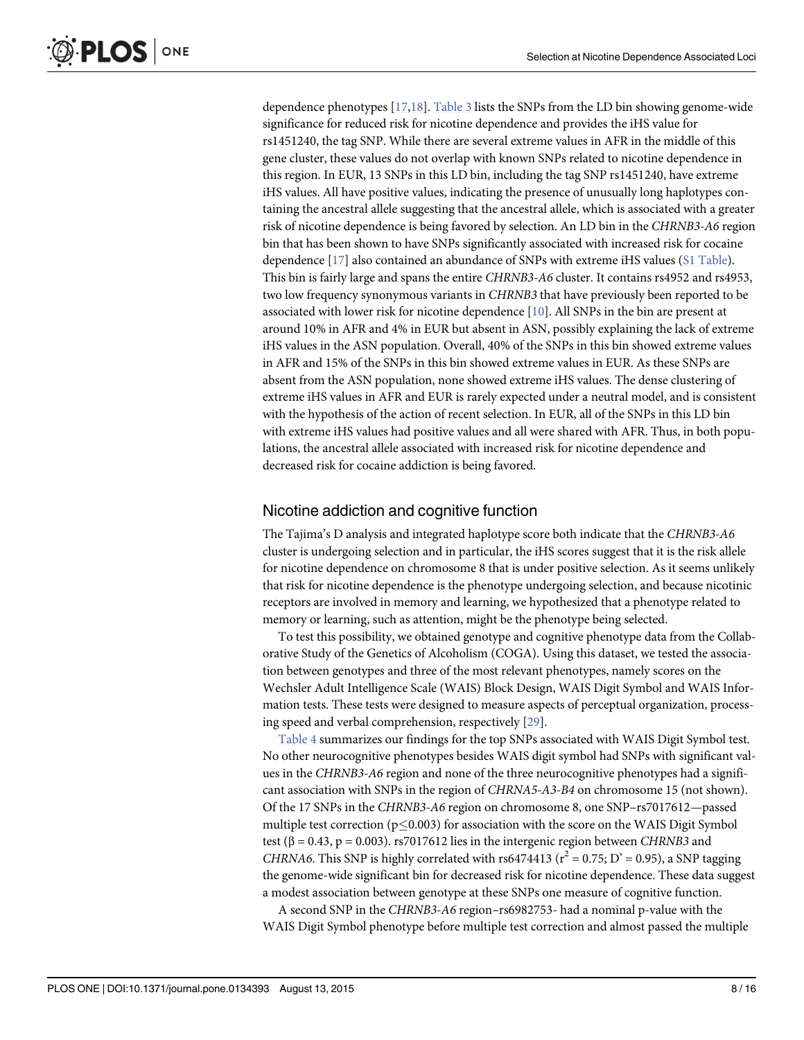dependence phenotypes [17,18]. Table 3 lists the SNPs from the LD bin showing genome-wide significance for reduced risk for nicotine dependence and provides the iHS value for rs1451240, the tag SNP. While there are several extreme values in AFR in the middle of this gene cluster, these values do not overlap with known SNPs related to nicotine dependence in this region. In EUR, 13 SNPs in this LD bin, including the tag SNP rs1451240, have extreme iHS values. All have positive values, indicating the presence of unusually long haplotypes containing the ancestral allele suggesting that the ancestral allele, which is associated with a greater risk of nicotine dependence is being favored by selection. An LD bin in the *CHRNB3-A6* region bin that has been shown to have SNPs significantly associated with increased risk for cocaine dependence [17] also contained an abundance of SNPs with extreme iHS values (S1 Table). This bin is fairly large and spans the entire *CHRNB3-A6* cluster. It contains rs4952 and rs4953, two low frequency synonymous variants in *CHRNB3* that have previously been reported to be associated with lower risk for nicotine dependence [10]. All SNPs in the bin are present at around 10% in AFR and 4% in EUR but absent in ASN, possibly explaining the lack of extreme iHS values in the ASN population. Overall, 40% of the SNPs in this bin showed extreme values in AFR and 15% of the SNPs in this bin showed extreme values in EUR. As these SNPs are absent from the ASN population, none showed extreme iHS values. The dense clustering of extreme iHS values in AFR and EUR is rarely expected under a neutral model, and is consistent with the hypothesis of the action of recent selection. In EUR, all of the SNPs in this LD bin with extreme iHS values had positive values and all were shared with AFR. Thus, in both populations, the ancestral allele associated with increased risk for nicotine dependence and decreased risk for cocaine addiction is being favored.

## Nicotine addiction and cognitive function

The Tajima's D analysis and integrated haplotype score both indicate that the *CHRNB3-A6* cluster is undergoing selection and in particular, the iHS scores suggest that it is the risk allele for nicotine dependence on chromosome 8 that is under positive selection. As it seems unlikely that risk for nicotine dependence is the phenotype undergoing selection, and because nicotinic receptors are involved in memory and learning, we hypothesized that a phenotype related to memory or learning, such as attention, might be the phenotype being selected.

To test this possibility, we obtained genotype and cognitive phenotype data from the Collaborative Study of the Genetics of Alcoholism (COGA). Using this dataset, we tested the association between genotypes and three of the most relevant phenotypes, namely scores on the Wechsler Adult Intelligence Scale (WAIS) Block Design, WAIS Digit Symbol and WAIS Information tests. These tests were designed to measure aspects of perceptual organization, processing speed and verbal comprehension, respectively [29].

Table 4 summarizes our findings for the top SNPs associated with WAIS Digit Symbol test. No other neurocognitive phenotypes besides WAIS digit symbol had SNPs with significant values in the *CHRNB3-A6* region and none of the three neurocognitive phenotypes had a significant association with SNPs in the region of *CHRNA5-A3-B4* on chromosome 15 (not shown). Of the 17 SNPs in the *CHRNB3-A6* region on chromosome 8, one SNP–rs7017612—passed multiple test correction ($p \leq 0.003$) for association with the score on the WAIS Digit Symbol test ($\beta = 0.43$, $p = 0.003$). rs7017612 lies in the intergenic region between *CHRNB3* and *CHRNA6*. This SNP is highly correlated with rs6474413 ($r^2 = 0.75$; $D' = 0.95$), a SNP tagging the genome-wide significant bin for decreased risk for nicotine dependence. These data suggest a modest association between genotype at these SNPs one measure of cognitive function.

A second SNP in the *CHRNB3-A6* region–rs6982753- had a nominal p-value with the WAIS Digit Symbol phenotype before multiple test correction and almost passed the multiple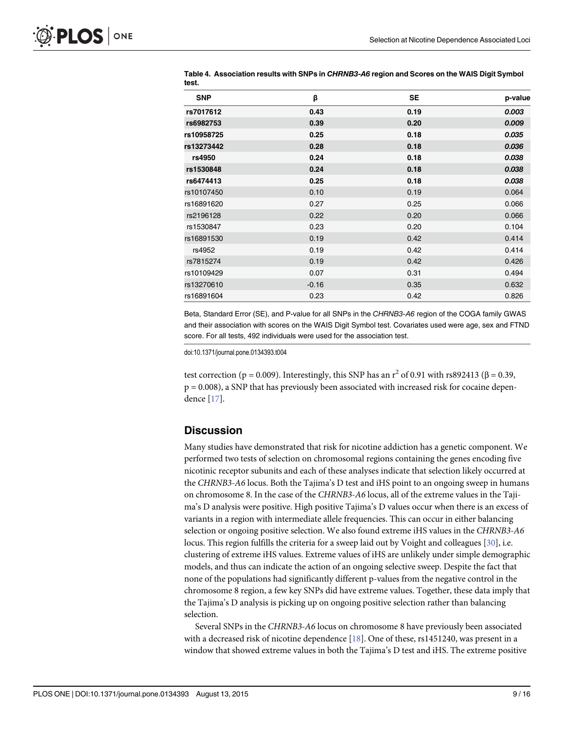**Table 4. Association results with SNPs in *CHRNB3-A6* region and Scores on the WAIS Digit Symbol test.**

| SNP | β | SE | p-value |
|---|---|---|---|
| **rs7017612** | **0.43** | **0.19** | ***0.003*** |
| **rs6982753** | **0.39** | **0.20** | ***0.009*** |
| **rs10958725** | **0.25** | **0.18** | ***0.035*** |
| **rs13273442** | **0.28** | **0.18** | ***0.036*** |
| **rs4950** | **0.24** | **0.18** | ***0.038*** |
| **rs1530848** | **0.24** | **0.18** | ***0.038*** |
| **rs6474413** | **0.25** | **0.18** | ***0.038*** |
| rs10107450 | 0.10 | 0.19 | 0.064 |
| rs16891620 | 0.27 | 0.25 | 0.066 |
| rs2196128 | 0.22 | 0.20 | 0.066 |
| rs1530847 | 0.23 | 0.20 | 0.104 |
| rs16891530 | 0.19 | 0.42 | 0.414 |
| rs4952 | 0.19 | 0.42 | 0.414 |
| rs7815274 | 0.19 | 0.42 | 0.426 |
| rs10109429 | 0.07 | 0.31 | 0.494 |
| rs13270610 | -0.16 | 0.35 | 0.632 |
| rs16891604 | 0.23 | 0.42 | 0.826 |

Beta, Standard Error (SE), and P-value for all SNPs in the *CHRNB3-A6* region of the COGA family GWAS and their association with scores on the WAIS Digit Symbol test. Covariates used were age, sex and FTND score. For all tests, 492 individuals were used for the association test.

doi:10.1371/journal.pone.0134393.t004

test correction ($p = 0.009$). Interestingly, this SNP has an $r^2$ of 0.91 with rs892413 ($\beta = 0.39$, $p = 0.008$), a SNP that has previously been associated with increased risk for cocaine dependence [17].

## Discussion

Many studies have demonstrated that risk for nicotine addiction has a genetic component. We performed two tests of selection on chromosomal regions containing the genes encoding five nicotinic receptor subunits and each of these analyses indicate that selection likely occurred at the *CHRNB3-A6* locus. Both the Tajima's D test and iHS point to an ongoing sweep in humans on chromosome 8. In the case of the *CHRNB3-A6* locus, all of the extreme values in the Tajima's D analysis were positive. High positive Tajima's D values occur when there is an excess of variants in a region with intermediate allele frequencies. This can occur in either balancing selection or ongoing positive selection. We also found extreme iHS values in the *CHRNB3-A6* locus. This region fulfills the criteria for a sweep laid out by Voight and colleagues [30], i.e. clustering of extreme iHS values. Extreme values of iHS are unlikely under simple demographic models, and thus can indicate the action of an ongoing selective sweep. Despite the fact that none of the populations had significantly different p-values from the negative control in the chromosome 8 region, a few key SNPs did have extreme values. Together, these data imply that the Tajima's D analysis is picking up on ongoing positive selection rather than balancing selection.

Several SNPs in the *CHRNB3-A6* locus on chromosome 8 have previously been associated with a decreased risk of nicotine dependence [18]. One of these, rs1451240, was present in a window that showed extreme values in both the Tajima's D test and iHS. The extreme positive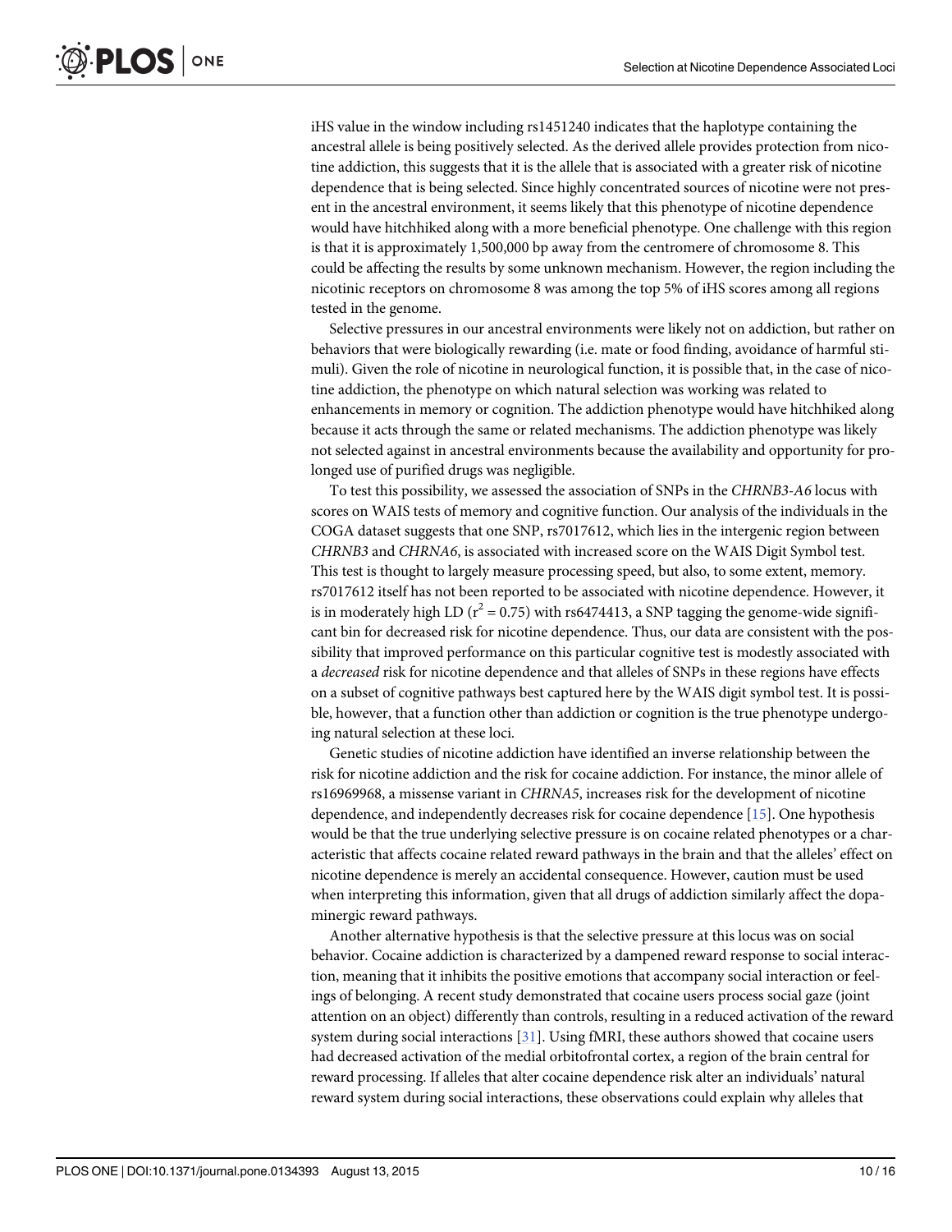iHS value in the window including rs1451240 indicates that the haplotype containing the ancestral allele is being positively selected. As the derived allele provides protection from nicotine addiction, this suggests that it is the allele that is associated with a greater risk of nicotine dependence that is being selected. Since highly concentrated sources of nicotine were not present in the ancestral environment, it seems likely that this phenotype of nicotine dependence would have hitchhiked along with a more beneficial phenotype. One challenge with this region is that it is approximately 1,500,000 bp away from the centromere of chromosome 8. This could be affecting the results by some unknown mechanism. However, the region including the nicotinic receptors on chromosome 8 was among the top 5% of iHS scores among all regions tested in the genome.

Selective pressures in our ancestral environments were likely not on addiction, but rather on behaviors that were biologically rewarding (i.e. mate or food finding, avoidance of harmful stimuli). Given the role of nicotine in neurological function, it is possible that, in the case of nicotine addiction, the phenotype on which natural selection was working was related to enhancements in memory or cognition. The addiction phenotype would have hitchhiked along because it acts through the same or related mechanisms. The addiction phenotype was likely not selected against in ancestral environments because the availability and opportunity for prolonged use of purified drugs was negligible.

To test this possibility, we assessed the association of SNPs in the *CHRNB3-A6* locus with scores on WAIS tests of memory and cognitive function. Our analysis of the individuals in the COGA dataset suggests that one SNP, rs7017612, which lies in the intergenic region between *CHRNB3* and *CHRNA6*, is associated with increased score on the WAIS Digit Symbol test. This test is thought to largely measure processing speed, but also, to some extent, memory. rs7017612 itself has not been reported to be associated with nicotine dependence. However, it is in moderately high LD ($r^2 = 0.75$) with rs6474413, a SNP tagging the genome-wide significant bin for decreased risk for nicotine dependence. Thus, our data are consistent with the possibility that improved performance on this particular cognitive test is modestly associated with a *decreased* risk for nicotine dependence and that alleles of SNPs in these regions have effects on a subset of cognitive pathways best captured here by the WAIS digit symbol test. It is possible, however, that a function other than addiction or cognition is the true phenotype undergoing natural selection at these loci.

Genetic studies of nicotine addiction have identified an inverse relationship between the risk for nicotine addiction and the risk for cocaine addiction. For instance, the minor allele of rs16969968, a missense variant in *CHRNA5*, increases risk for the development of nicotine dependence, and independently decreases risk for cocaine dependence [15]. One hypothesis would be that the true underlying selective pressure is on cocaine related phenotypes or a characteristic that affects cocaine related reward pathways in the brain and that the alleles' effect on nicotine dependence is merely an accidental consequence. However, caution must be used when interpreting this information, given that all drugs of addiction similarly affect the dopaminergic reward pathways.

Another alternative hypothesis is that the selective pressure at this locus was on social behavior. Cocaine addiction is characterized by a dampened reward response to social interaction, meaning that it inhibits the positive emotions that accompany social interaction or feelings of belonging. A recent study demonstrated that cocaine users process social gaze (joint attention on an object) differently than controls, resulting in a reduced activation of the reward system during social interactions [31]. Using fMRI, these authors showed that cocaine users had decreased activation of the medial orbitofrontal cortex, a region of the brain central for reward processing. If alleles that alter cocaine dependence risk alter an individuals' natural reward system during social interactions, these observations could explain why alleles that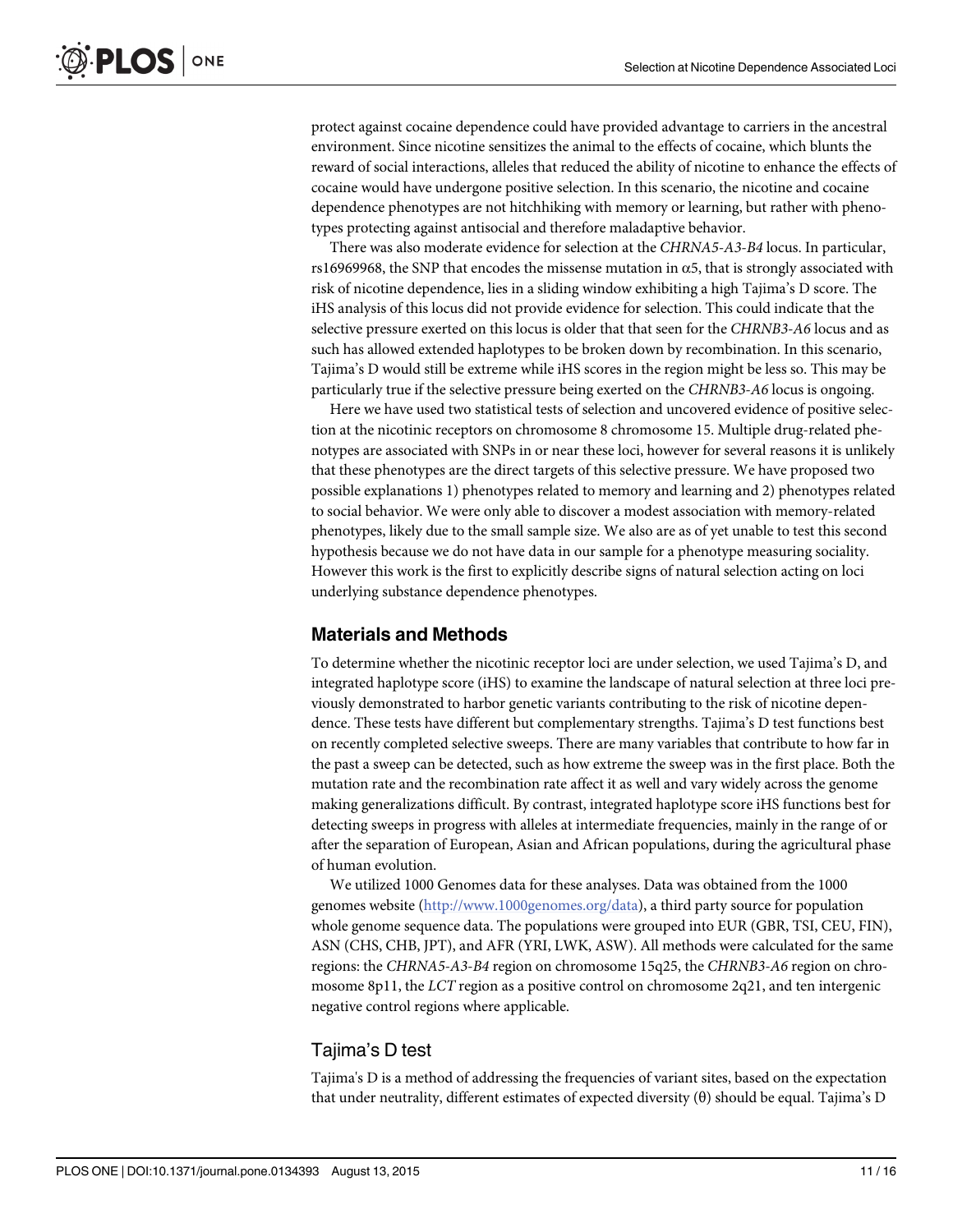protect against cocaine dependence could have provided advantage to carriers in the ancestral environment. Since nicotine sensitizes the animal to the effects of cocaine, which blunts the reward of social interactions, alleles that reduced the ability of nicotine to enhance the effects of cocaine would have undergone positive selection. In this scenario, the nicotine and cocaine dependence phenotypes are not hitchhiking with memory or learning, but rather with phenotypes protecting against antisocial and therefore maladaptive behavior.

There was also moderate evidence for selection at the *CHRNA5-A3-B4* locus. In particular, rs16969968, the SNP that encodes the missense mutation in α5, that is strongly associated with risk of nicotine dependence, lies in a sliding window exhibiting a high Tajima's D score. The iHS analysis of this locus did not provide evidence for selection. This could indicate that the selective pressure exerted on this locus is older that that seen for the *CHRNB3-A6* locus and as such has allowed extended haplotypes to be broken down by recombination. In this scenario, Tajima's D would still be extreme while iHS scores in the region might be less so. This may be particularly true if the selective pressure being exerted on the *CHRNB3-A6* locus is ongoing.

Here we have used two statistical tests of selection and uncovered evidence of positive selection at the nicotinic receptors on chromosome 8 chromosome 15. Multiple drug-related phenotypes are associated with SNPs in or near these loci, however for several reasons it is unlikely that these phenotypes are the direct targets of this selective pressure. We have proposed two possible explanations 1) phenotypes related to memory and learning and 2) phenotypes related to social behavior. We were only able to discover a modest association with memory-related phenotypes, likely due to the small sample size. We also are as of yet unable to test this second hypothesis because we do not have data in our sample for a phenotype measuring sociality. However this work is the first to explicitly describe signs of natural selection acting on loci underlying substance dependence phenotypes.

## Materials and Methods

To determine whether the nicotinic receptor loci are under selection, we used Tajima's D, and integrated haplotype score (iHS) to examine the landscape of natural selection at three loci previously demonstrated to harbor genetic variants contributing to the risk of nicotine dependence. These tests have different but complementary strengths. Tajima's D test functions best on recently completed selective sweeps. There are many variables that contribute to how far in the past a sweep can be detected, such as how extreme the sweep was in the first place. Both the mutation rate and the recombination rate affect it as well and vary widely across the genome making generalizations difficult. By contrast, integrated haplotype score iHS functions best for detecting sweeps in progress with alleles at intermediate frequencies, mainly in the range of or after the separation of European, Asian and African populations, during the agricultural phase of human evolution.

We utilized 1000 Genomes data for these analyses. Data was obtained from the 1000 genomes website (http://www.1000genomes.org/data), a third party source for population whole genome sequence data. The populations were grouped into EUR (GBR, TSI, CEU, FIN), ASN (CHS, CHB, JPT), and AFR (YRI, LWK, ASW). All methods were calculated for the same regions: the *CHRNA5-A3-B4* region on chromosome 15q25, the *CHRNB3-A6* region on chromosome 8p11, the *LCT* region as a positive control on chromosome 2q21, and ten intergenic negative control regions where applicable.

### Tajima's D test

Tajima's D is a method of addressing the frequencies of variant sites, based on the expectation that under neutrality, different estimates of expected diversity (θ) should be equal. Tajima's D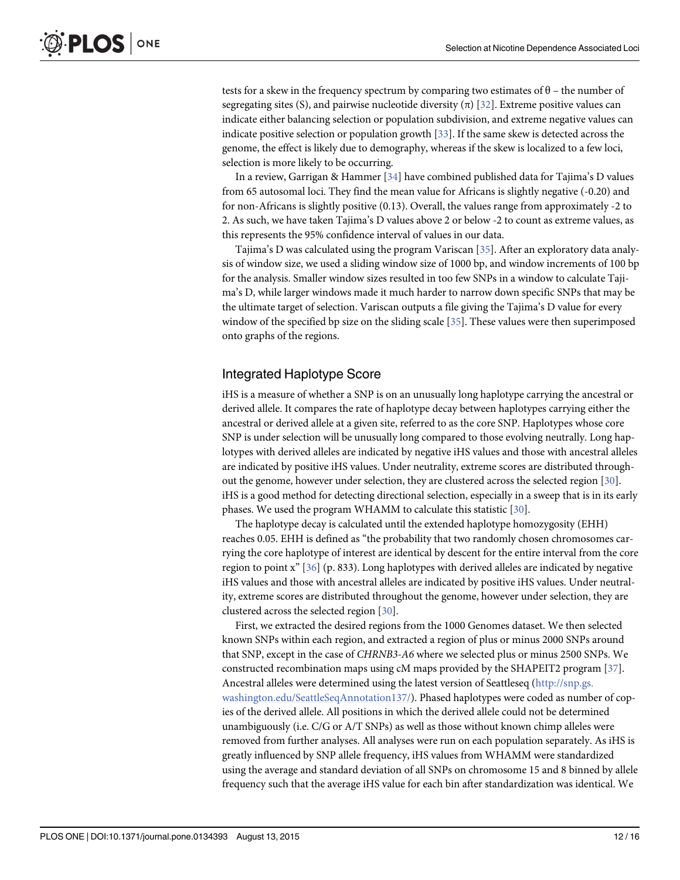tests for a skew in the frequency spectrum by comparing two estimates of θ – the number of segregating sites (S), and pairwise nucleotide diversity (π) [32]. Extreme positive values can indicate either balancing selection or population subdivision, and extreme negative values can indicate positive selection or population growth [33]. If the same skew is detected across the genome, the effect is likely due to demography, whereas if the skew is localized to a few loci, selection is more likely to be occurring.

In a review, Garrigan & Hammer [34] have combined published data for Tajima's D values from 65 autosomal loci. They find the mean value for Africans is slightly negative (-0.20) and for non-Africans is slightly positive (0.13). Overall, the values range from approximately -2 to 2. As such, we have taken Tajima's D values above 2 or below -2 to count as extreme values, as this represents the 95% confidence interval of values in our data.

Tajima's D was calculated using the program Variscan [35]. After an exploratory data analysis of window size, we used a sliding window size of 1000 bp, and window increments of 100 bp for the analysis. Smaller window sizes resulted in too few SNPs in a window to calculate Tajima's D, while larger windows made it much harder to narrow down specific SNPs that may be the ultimate target of selection. Variscan outputs a file giving the Tajima's D value for every window of the specified bp size on the sliding scale [35]. These values were then superimposed onto graphs of the regions.

## Integrated Haplotype Score

iHS is a measure of whether a SNP is on an unusually long haplotype carrying the ancestral or derived allele. It compares the rate of haplotype decay between haplotypes carrying either the ancestral or derived allele at a given site, referred to as the core SNP. Haplotypes whose core SNP is under selection will be unusually long compared to those evolving neutrally. Long haplotypes with derived alleles are indicated by negative iHS values and those with ancestral alleles are indicated by positive iHS values. Under neutrality, extreme scores are distributed throughout the genome, however under selection, they are clustered across the selected region [30]. iHS is a good method for detecting directional selection, especially in a sweep that is in its early phases. We used the program WHAMM to calculate this statistic [30].

The haplotype decay is calculated until the extended haplotype homozygosity (EHH) reaches 0.05. EHH is defined as "the probability that two randomly chosen chromosomes carrying the core haplotype of interest are identical by descent for the entire interval from the core region to point x" [36] (p. 833). Long haplotypes with derived alleles are indicated by negative iHS values and those with ancestral alleles are indicated by positive iHS values. Under neutrality, extreme scores are distributed throughout the genome, however under selection, they are clustered across the selected region [30].

First, we extracted the desired regions from the 1000 Genomes dataset. We then selected known SNPs within each region, and extracted a region of plus or minus 2000 SNPs around that SNP, except in the case of *CHRNB3-A6* where we selected plus or minus 2500 SNPs. We constructed recombination maps using cM maps provided by the SHAPEIT2 program [37]. Ancestral alleles were determined using the latest version of Seattleseq (http://snp.gs.washington.edu/SeattleSeqAnnotation137/). Phased haplotypes were coded as number of copies of the derived allele. All positions in which the derived allele could not be determined unambiguously (i.e. C/G or A/T SNPs) as well as those without known chimp alleles were removed from further analyses. All analyses were run on each population separately. As iHS is greatly influenced by SNP allele frequency, iHS values from WHAMM were standardized using the average and standard deviation of all SNPs on chromosome 15 and 8 binned by allele frequency such that the average iHS value for each bin after standardization was identical. We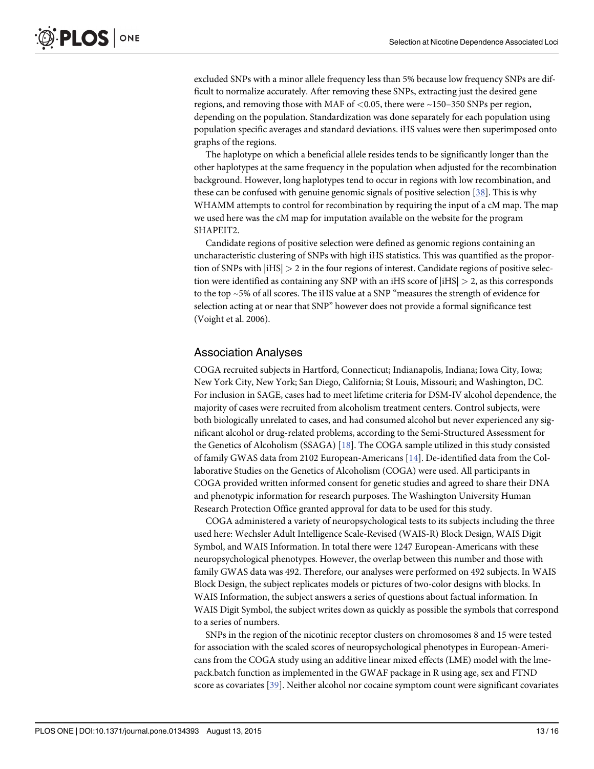excluded SNPs with a minor allele frequency less than 5% because low frequency SNPs are difficult to normalize accurately. After removing these SNPs, extracting just the desired gene regions, and removing those with MAF of $<0.05$, there were ~150–350 SNPs per region, depending on the population. Standardization was done separately for each population using population specific averages and standard deviations. iHS values were then superimposed onto graphs of the regions.

The haplotype on which a beneficial allele resides tends to be significantly longer than the other haplotypes at the same frequency in the population when adjusted for the recombination background. However, long haplotypes tend to occur in regions with low recombination, and these can be confused with genuine genomic signals of positive selection [38]. This is why WHAMM attempts to control for recombination by requiring the input of a cM map. The map we used here was the cM map for imputation available on the website for the program SHAPEIT2.

Candidate regions of positive selection were defined as genomic regions containing an uncharacteristic clustering of SNPs with high iHS statistics. This was quantified as the proportion of SNPs with $|iHS| > 2$ in the four regions of interest. Candidate regions of positive selection were identified as containing any SNP with an iHS score of $|iHS| > 2$, as this corresponds to the top ~5% of all scores. The iHS value at a SNP "measures the strength of evidence for selection acting at or near that SNP" however does not provide a formal significance test (Voight et al. 2006).

## Association Analyses

COGA recruited subjects in Hartford, Connecticut; Indianapolis, Indiana; Iowa City, Iowa; New York City, New York; San Diego, California; St Louis, Missouri; and Washington, DC. For inclusion in SAGE, cases had to meet lifetime criteria for DSM-IV alcohol dependence, the majority of cases were recruited from alcoholism treatment centers. Control subjects, were both biologically unrelated to cases, and had consumed alcohol but never experienced any significant alcohol or drug-related problems, according to the Semi-Structured Assessment for the Genetics of Alcoholism (SSAGA) [18]. The COGA sample utilized in this study consisted of family GWAS data from 2102 European-Americans [14]. De-identified data from the Collaborative Studies on the Genetics of Alcoholism (COGA) were used. All participants in COGA provided written informed consent for genetic studies and agreed to share their DNA and phenotypic information for research purposes. The Washington University Human Research Protection Office granted approval for data to be used for this study.

COGA administered a variety of neuropsychological tests to its subjects including the three used here: Wechsler Adult Intelligence Scale-Revised (WAIS-R) Block Design, WAIS Digit Symbol, and WAIS Information. In total there were 1247 European-Americans with these neuropsychological phenotypes. However, the overlap between this number and those with family GWAS data was 492. Therefore, our analyses were performed on 492 subjects. In WAIS Block Design, the subject replicates models or pictures of two-color designs with blocks. In WAIS Information, the subject answers a series of questions about factual information. In WAIS Digit Symbol, the subject writes down as quickly as possible the symbols that correspond to a series of numbers.

SNPs in the region of the nicotinic receptor clusters on chromosomes 8 and 15 were tested for association with the scaled scores of neuropsychological phenotypes in European-Americans from the COGA study using an additive linear mixed effects (LME) model with the lmepack.batch function as implemented in the GWAF package in R using age, sex and FTND score as covariates [39]. Neither alcohol nor cocaine symptom count were significant covariates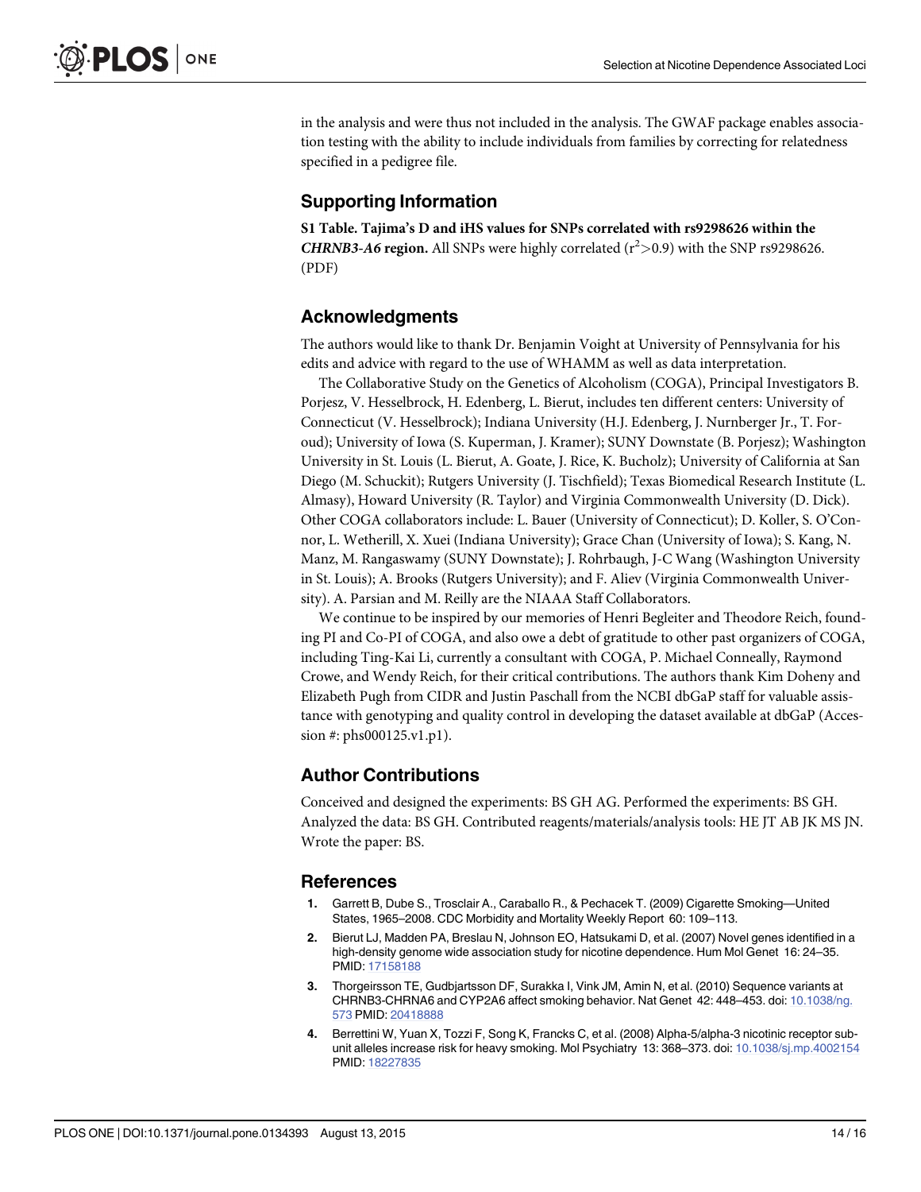in the analysis and were thus not included in the analysis. The GWAF package enables association testing with the ability to include individuals from families by correcting for relatedness specified in a pedigree file.

## Supporting Information

**S1 Table. Tajima's D and iHS values for SNPs correlated with rs9298626 within the *CHRNB3-A6* region.** All SNPs were highly correlated ($r^2$>0.9) with the SNP rs9298626. (PDF)

## Acknowledgments

The authors would like to thank Dr. Benjamin Voight at University of Pennsylvania for his edits and advice with regard to the use of WHAMM as well as data interpretation.

The Collaborative Study on the Genetics of Alcoholism (COGA), Principal Investigators B. Porjesz, V. Hesselbrock, H. Edenberg, L. Bierut, includes ten different centers: University of Connecticut (V. Hesselbrock); Indiana University (H.J. Edenberg, J. Nurnberger Jr., T. Foroud); University of Iowa (S. Kuperman, J. Kramer); SUNY Downstate (B. Porjesz); Washington University in St. Louis (L. Bierut, A. Goate, J. Rice, K. Bucholz); University of California at San Diego (M. Schuckit); Rutgers University (J. Tischfield); Texas Biomedical Research Institute (L. Almasy), Howard University (R. Taylor) and Virginia Commonwealth University (D. Dick). Other COGA collaborators include: L. Bauer (University of Connecticut); D. Koller, S. O'Connor, L. Wetherill, X. Xuei (Indiana University); Grace Chan (University of Iowa); S. Kang, N. Manz, M. Rangaswamy (SUNY Downstate); J. Rohrbaugh, J-C Wang (Washington University in St. Louis); A. Brooks (Rutgers University); and F. Aliev (Virginia Commonwealth University). A. Parsian and M. Reilly are the NIAAA Staff Collaborators.

We continue to be inspired by our memories of Henri Begleiter and Theodore Reich, founding PI and Co-PI of COGA, and also owe a debt of gratitude to other past organizers of COGA, including Ting-Kai Li, currently a consultant with COGA, P. Michael Conneally, Raymond Crowe, and Wendy Reich, for their critical contributions. The authors thank Kim Doheny and Elizabeth Pugh from CIDR and Justin Paschall from the NCBI dbGaP staff for valuable assistance with genotyping and quality control in developing the dataset available at dbGaP (Accession #: phs000125.v1.p1).

## Author Contributions

Conceived and designed the experiments: BS GH AG. Performed the experiments: BS GH. Analyzed the data: BS GH. Contributed reagents/materials/analysis tools: HE JT AB JK MS JN. Wrote the paper: BS.

## References

1. Garrett B, Dube S., Trosclair A., Caraballo R., & Pechacek T. (2009) Cigarette Smoking—United States, 1965–2008. CDC Morbidity and Mortality Weekly Report 60: 109–113.
2. Bierut LJ, Madden PA, Breslau N, Johnson EO, Hatsukami D, et al. (2007) Novel genes identified in a high-density genome wide association study for nicotine dependence. Hum Mol Genet 16: 24–35. PMID: 17158188
3. Thorgeirsson TE, Gudbjartsson DF, Surakka I, Vink JM, Amin N, et al. (2010) Sequence variants at CHRNB3-CHRNA6 and CYP2A6 affect smoking behavior. Nat Genet 42: 448–453. doi: 10.1038/ng.573 PMID: 20418888
4. Berrettini W, Yuan X, Tozzi F, Song K, Francks C, et al. (2008) Alpha-5/alpha-3 nicotinic receptor subunit alleles increase risk for heavy smoking. Mol Psychiatry 13: 368–373. doi: 10.1038/sj.mp.4002154 PMID: 18227835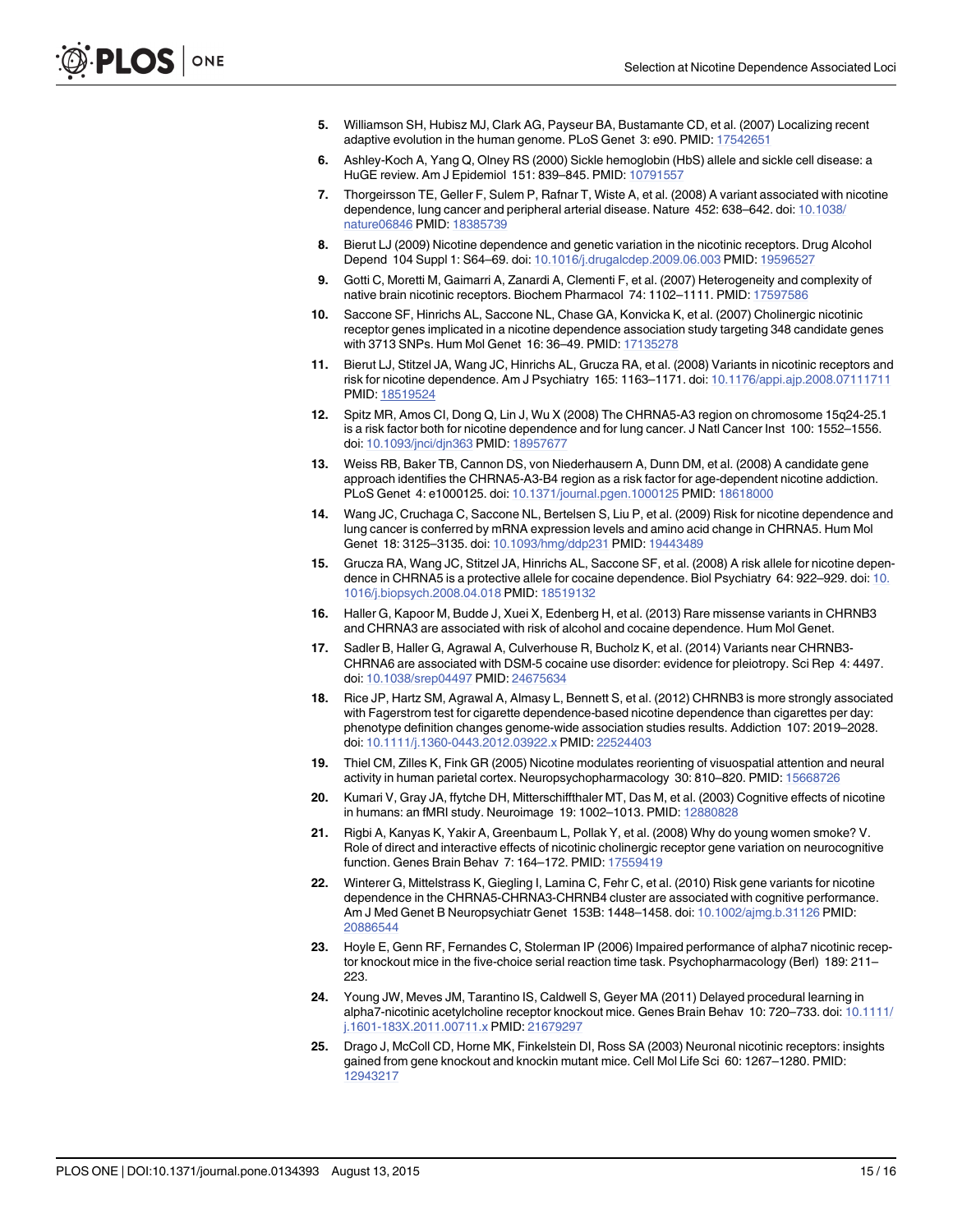5. Williamson SH, Hubisz MJ, Clark AG, Payseur BA, Bustamante CD, et al. (2007) Localizing recent adaptive evolution in the human genome. PLoS Genet 3: e90. PMID: 17542651
6. Ashley-Koch A, Yang Q, Olney RS (2000) Sickle hemoglobin (HbS) allele and sickle cell disease: a HuGE review. Am J Epidemiol 151: 839–845. PMID: 10791557
7. Thorgeirsson TE, Geller F, Sulem P, Rafnar T, Wiste A, et al. (2008) A variant associated with nicotine dependence, lung cancer and peripheral arterial disease. Nature 452: 638–642. doi: 10.1038/nature06846 PMID: 18385739
8. Bierut LJ (2009) Nicotine dependence and genetic variation in the nicotinic receptors. Drug Alcohol Depend 104 Suppl 1: S64–69. doi: 10.1016/j.drugalcdep.2009.06.003 PMID: 19596527
9. Gotti C, Moretti M, Gaimarri A, Zanardi A, Clementi F, et al. (2007) Heterogeneity and complexity of native brain nicotinic receptors. Biochem Pharmacol 74: 1102–1111. PMID: 17597586
10. Saccone SF, Hinrichs AL, Saccone NL, Chase GA, Konvicka K, et al. (2007) Cholinergic nicotinic receptor genes implicated in a nicotine dependence association study targeting 348 candidate genes with 3713 SNPs. Hum Mol Genet 16: 36–49. PMID: 17135278
11. Bierut LJ, Stitzel JA, Wang JC, Hinrichs AL, Grucza RA, et al. (2008) Variants in nicotinic receptors and risk for nicotine dependence. Am J Psychiatry 165: 1163–1171. doi: 10.1176/appi.ajp.2008.07111711 PMID: 18519524
12. Spitz MR, Amos CI, Dong Q, Lin J, Wu X (2008) The CHRNA5-A3 region on chromosome 15q24-25.1 is a risk factor both for nicotine dependence and for lung cancer. J Natl Cancer Inst 100: 1552–1556. doi: 10.1093/jnci/djn363 PMID: 18957677
13. Weiss RB, Baker TB, Cannon DS, von Niederhausern A, Dunn DM, et al. (2008) A candidate gene approach identifies the CHRNA5-A3-B4 region as a risk factor for age-dependent nicotine addiction. PLoS Genet 4: e1000125. doi: 10.1371/journal.pgen.1000125 PMID: 18618000
14. Wang JC, Cruchaga C, Saccone NL, Bertelsen S, Liu P, et al. (2009) Risk for nicotine dependence and lung cancer is conferred by mRNA expression levels and amino acid change in CHRNA5. Hum Mol Genet 18: 3125–3135. doi: 10.1093/hmg/ddp231 PMID: 19443489
15. Grucza RA, Wang JC, Stitzel JA, Hinrichs AL, Saccone SF, et al. (2008) A risk allele for nicotine dependence in CHRNA5 is a protective allele for cocaine dependence. Biol Psychiatry 64: 922–929. doi: 10.1016/j.biopsych.2008.04.018 PMID: 18519132
16. Haller G, Kapoor M, Budde J, Xuei X, Edenberg H, et al. (2013) Rare missense variants in CHRNB3 and CHRNA3 are associated with risk of alcohol and cocaine dependence. Hum Mol Genet.
17. Sadler B, Haller G, Agrawal A, Culverhouse R, Bucholz K, et al. (2014) Variants near CHRNB3-CHRNA6 are associated with DSM-5 cocaine use disorder: evidence for pleiotropy. Sci Rep 4: 4497. doi: 10.1038/srep04497 PMID: 24675634
18. Rice JP, Hartz SM, Agrawal A, Almasy L, Bennett S, et al. (2012) CHRNB3 is more strongly associated with Fagerstrom test for cigarette dependence-based nicotine dependence than cigarettes per day: phenotype definition changes genome-wide association studies results. Addiction 107: 2019–2028. doi: 10.1111/j.1360-0443.2012.03922.x PMID: 22524403
19. Thiel CM, Zilles K, Fink GR (2005) Nicotine modulates reorienting of visuospatial attention and neural activity in human parietal cortex. Neuropsychopharmacology 30: 810–820. PMID: 15668726
20. Kumari V, Gray JA, ffytche DH, Mitterschiffthaler MT, Das M, et al. (2003) Cognitive effects of nicotine in humans: an fMRI study. Neuroimage 19: 1002–1013. PMID: 12880828
21. Rigbi A, Kanyas K, Yakir A, Greenbaum L, Pollak Y, et al. (2008) Why do young women smoke? V. Role of direct and interactive effects of nicotinic cholinergic receptor gene variation on neurocognitive function. Genes Brain Behav 7: 164–172. PMID: 17559419
22. Winterer G, Mittelstrass K, Giegling I, Lamina C, Fehr C, et al. (2010) Risk gene variants for nicotine dependence in the CHRNA5-CHRNA3-CHRNB4 cluster are associated with cognitive performance. Am J Med Genet B Neuropsychiatr Genet 153B: 1448–1458. doi: 10.1002/ajmg.b.31126 PMID: 20886544
23. Hoyle E, Genn RF, Fernandes C, Stolerman IP (2006) Impaired performance of alpha7 nicotinic receptor knockout mice in the five-choice serial reaction time task. Psychopharmacology (Berl) 189: 211–223.
24. Young JW, Meves JM, Tarantino IS, Caldwell S, Geyer MA (2011) Delayed procedural learning in alpha7-nicotinic acetylcholine receptor knockout mice. Genes Brain Behav 10: 720–733. doi: 10.1111/j.1601-183X.2011.00711.x PMID: 21679297
25. Drago J, McColl CD, Horne MK, Finkelstein DI, Ross SA (2003) Neuronal nicotinic receptors: insights gained from gene knockout and knockin mutant mice. Cell Mol Life Sci 60: 1267–1280. PMID: 12943217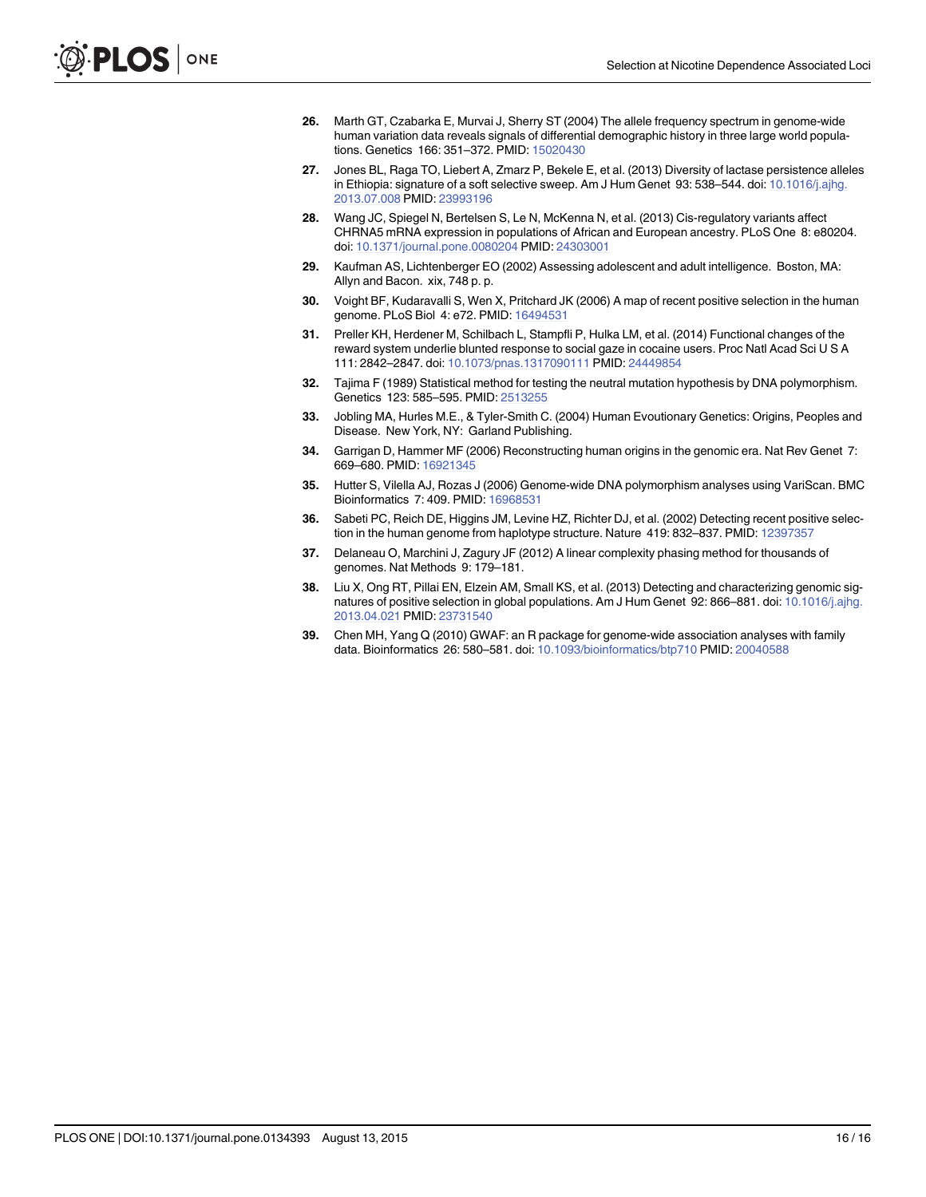26. Marth GT, Czabarka E, Murvai J, Sherry ST (2004) The allele frequency spectrum in genome-wide human variation data reveals signals of differential demographic history in three large world populations. Genetics 166: 351–372. PMID: 15020430

27. Jones BL, Raga TO, Liebert A, Zmarz P, Bekele E, et al. (2013) Diversity of lactase persistence alleles in Ethiopia: signature of a soft selective sweep. Am J Hum Genet 93: 538–544. doi: 10.1016/j.ajhg.2013.07.008 PMID: 23993196

28. Wang JC, Spiegel N, Bertelsen S, Le N, McKenna N, et al. (2013) Cis-regulatory variants affect CHRNA5 mRNA expression in populations of African and European ancestry. PLoS One 8: e80204. doi: 10.1371/journal.pone.0080204 PMID: 24303001

29. Kaufman AS, Lichtenberger EO (2002) Assessing adolescent and adult intelligence. Boston, MA: Allyn and Bacon. xix, 748 p. p.

30. Voight BF, Kudaravalli S, Wen X, Pritchard JK (2006) A map of recent positive selection in the human genome. PLoS Biol 4: e72. PMID: 16494531

31. Preller KH, Herdener M, Schilbach L, Stampfli P, Hulka LM, et al. (2014) Functional changes of the reward system underlie blunted response to social gaze in cocaine users. Proc Natl Acad Sci U S A 111: 2842–2847. doi: 10.1073/pnas.1317090111 PMID: 24449854

32. Tajima F (1989) Statistical method for testing the neutral mutation hypothesis by DNA polymorphism. Genetics 123: 585–595. PMID: 2513255

33. Jobling MA, Hurles M.E., & Tyler-Smith C. (2004) Human Evoutionary Genetics: Origins, Peoples and Disease. New York, NY: Garland Publishing.

34. Garrigan D, Hammer MF (2006) Reconstructing human origins in the genomic era. Nat Rev Genet 7: 669–680. PMID: 16921345

35. Hutter S, Vilella AJ, Rozas J (2006) Genome-wide DNA polymorphism analyses using VariScan. BMC Bioinformatics 7: 409. PMID: 16968531

36. Sabeti PC, Reich DE, Higgins JM, Levine HZ, Richter DJ, et al. (2002) Detecting recent positive selection in the human genome from haplotype structure. Nature 419: 832–837. PMID: 12397357

37. Delaneau O, Marchini J, Zagury JF (2012) A linear complexity phasing method for thousands of genomes. Nat Methods 9: 179–181.

38. Liu X, Ong RT, Pillai EN, Elzein AM, Small KS, et al. (2013) Detecting and characterizing genomic signatures of positive selection in global populations. Am J Hum Genet 92: 866–881. doi: 10.1016/j.ajhg.2013.04.021 PMID: 23731540

39. Chen MH, Yang Q (2010) GWAF: an R package for genome-wide association analyses with family data. Bioinformatics 26: 580–581. doi: 10.1093/bioinformatics/btp710 PMID: 20040588